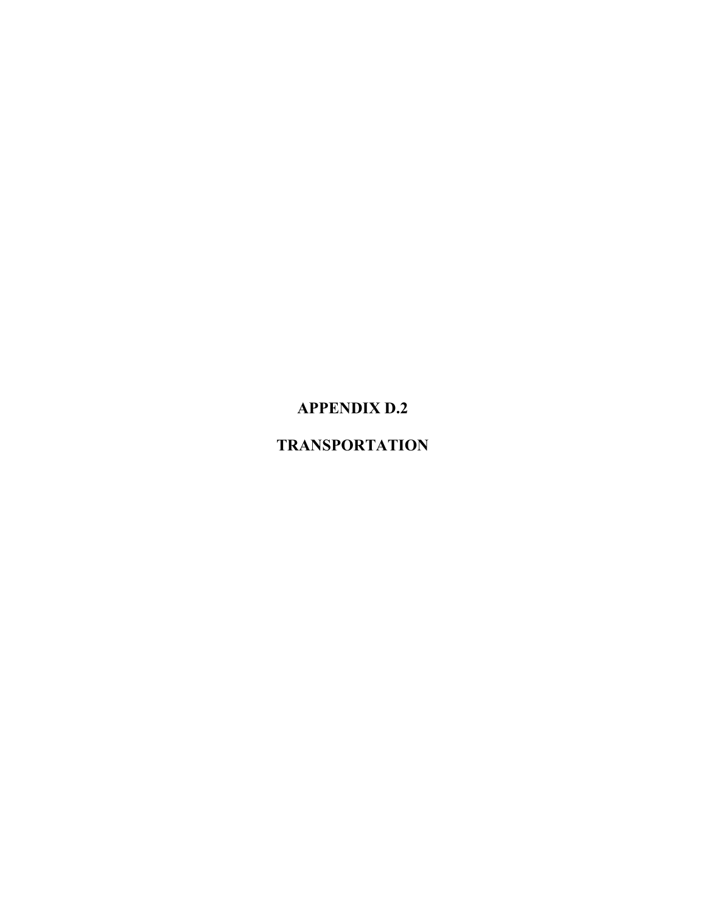# APPENDIX D.2

# TRANSPORTATION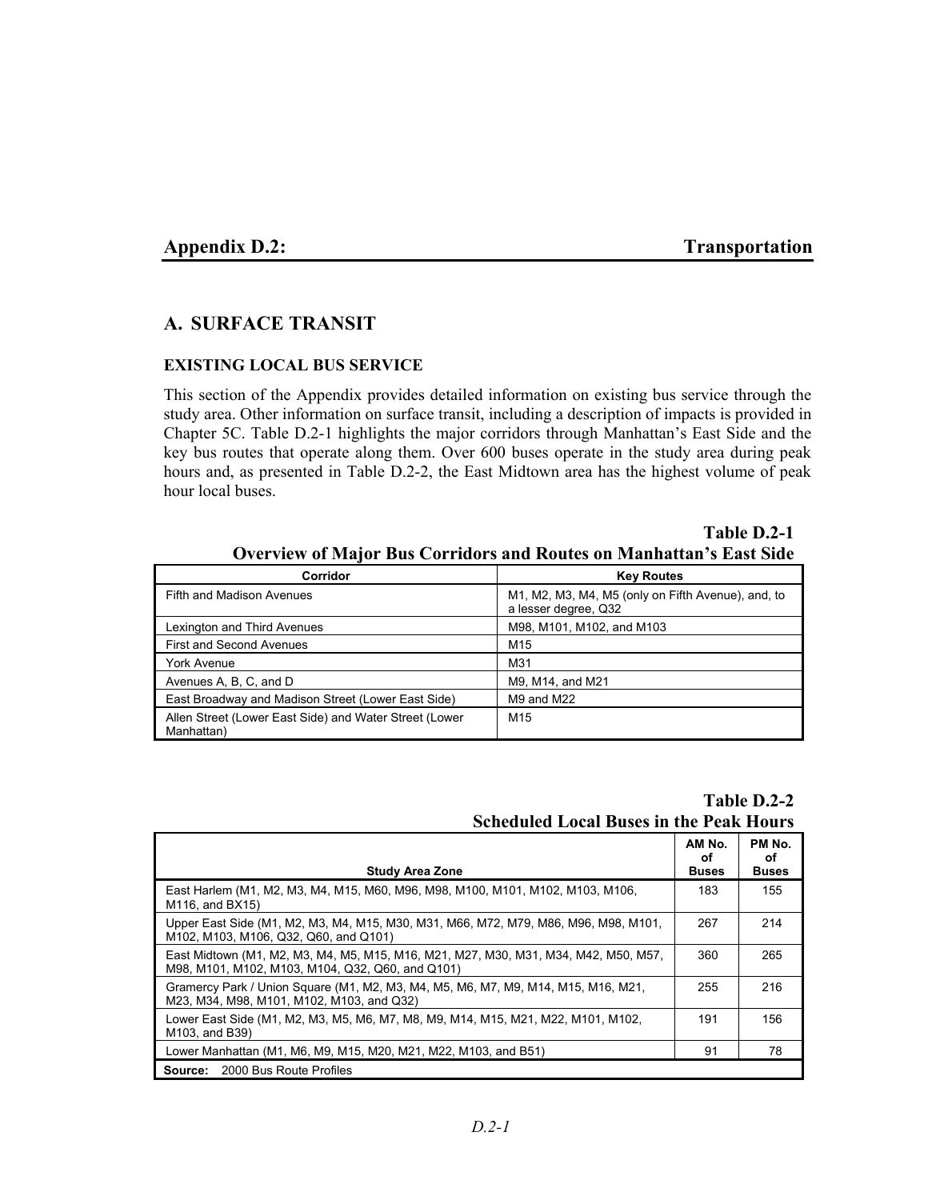# Appendix D.2: Transportation

## A. SURFACE TRANSIT

### EXISTING LOCAL BUS SERVICE

This section of the Appendix provides detailed information on existing bus service through the study area. Other information on surface transit, including a description of impacts is provided in Chapter 5C. Table D.2-1 highlights the major corridors through Manhattan's East Side and the key bus routes that operate along them. Over 600 buses operate in the study area during peak hours and, as presented in Table D.2-2, the East Midtown area has the highest volume of peak hour local buses.

**Table D.2-1**
**Overview of Major Bus Corridors and Routes on Manhattan's East Side**

| Corridor | Key Routes |
|---|---|
| Fifth and Madison Avenues | M1, M2, M3, M4, M5 (only on Fifth Avenue), and, to a lesser degree, Q32 |
| Lexington and Third Avenues | M98, M101, M102, and M103 |
| First and Second Avenues | M15 |
| York Avenue | M31 |
| Avenues A, B, C, and D | M9, M14, and M21 |
| East Broadway and Madison Street (Lower East Side) | M9 and M22 |
| Allen Street (Lower East Side) and Water Street (Lower Manhattan) | M15 |

**Table D.2-2**
**Scheduled Local Buses in the Peak Hours**

| Study Area Zone | AM No. of Buses | PM No. of Buses |
|---|---|---|
| East Harlem (M1, M2, M3, M4, M15, M60, M96, M98, M100, M101, M102, M103, M106, M116, and BX15) | 183 | 155 |
| Upper East Side (M1, M2, M3, M4, M15, M30, M31, M66, M72, M79, M86, M96, M98, M101, M102, M103, M106, Q32, Q60, and Q101) | 267 | 214 |
| East Midtown (M1, M2, M3, M4, M5, M15, M16, M21, M27, M30, M31, M34, M42, M50, M57, M98, M101, M102, M103, M104, Q32, Q60, and Q101) | 360 | 265 |
| Gramercy Park / Union Square (M1, M2, M3, M4, M5, M6, M7, M9, M14, M15, M16, M21, M23, M34, M98, M101, M102, M103, and Q32) | 255 | 216 |
| Lower East Side (M1, M2, M3, M5, M6, M7, M8, M9, M14, M15, M21, M22, M101, M102, M103, and B39) | 191 | 156 |
| Lower Manhattan (M1, M6, M9, M15, M20, M21, M22, M103, and B51) | 91 | 78 |

**Source:** 2000 Bus Route Profiles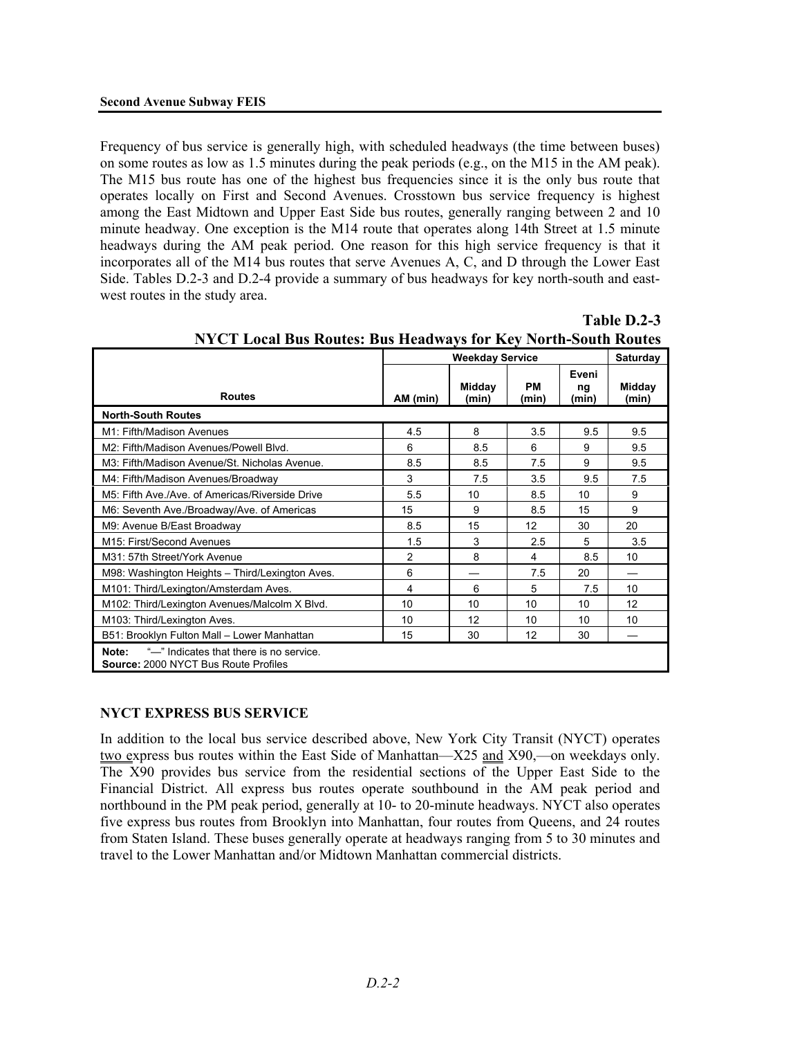Frequency of bus service is generally high, with scheduled headways (the time between buses) on some routes as low as 1.5 minutes during the peak periods (e.g., on the M15 in the AM peak). The M15 bus route has one of the highest bus frequencies since it is the only bus route that operates locally on First and Second Avenues. Crosstown bus service frequency is highest among the East Midtown and Upper East Side bus routes, generally ranging between 2 and 10 minute headway. One exception is the M14 route that operates along 14th Street at 1.5 minute headways during the AM peak period. One reason for this high service frequency is that it incorporates all of the M14 bus routes that serve Avenues A, C, and D through the Lower East Side. Tables D.2-3 and D.2-4 provide a summary of bus headways for key north-south and east-west routes in the study area.

**Table D.2-3**
**NYCT Local Bus Routes: Bus Headways for Key North-South Routes**

| Routes | Weekday Service | | | | Saturday |
|---|---|---|---|---|---|
| | AM (min) | Midday (min) | PM (min) | Evening (min) | Midday (min) |
| **North-South Routes** | | | | | |
| M1: Fifth/Madison Avenues | 4.5 | 8 | 3.5 | 9.5 | 9.5 |
| M2: Fifth/Madison Avenues/Powell Blvd. | 6 | 8.5 | 6 | 9 | 9.5 |
| M3: Fifth/Madison Avenue/St. Nicholas Avenue. | 8.5 | 8.5 | 7.5 | 9 | 9.5 |
| M4: Fifth/Madison Avenues/Broadway | 3 | 7.5 | 3.5 | 9.5 | 7.5 |
| M5: Fifth Ave./Ave. of Americas/Riverside Drive | 5.5 | 10 | 8.5 | 10 | 9 |
| M6: Seventh Ave./Broadway/Ave. of Americas | 15 | 9 | 8.5 | 15 | 9 |
| M9: Avenue B/East Broadway | 8.5 | 15 | 12 | 30 | 20 |
| M15: First/Second Avenues | 1.5 | 3 | 2.5 | 5 | 3.5 |
| M31: 57th Street/York Avenue | 2 | 8 | 4 | 8.5 | 10 |
| M98: Washington Heights – Third/Lexington Aves. | 6 | — | 7.5 | 20 | — |
| M101: Third/Lexington/Amsterdam Aves. | 4 | 6 | 5 | 7.5 | 10 |
| M102: Third/Lexington Avenues/Malcolm X Blvd. | 10 | 10 | 10 | 10 | 12 |
| M103: Third/Lexington Aves. | 10 | 12 | 10 | 10 | 10 |
| B51: Brooklyn Fulton Mall – Lower Manhattan | 15 | 30 | 12 | 30 | — |

**Note:** "—" Indicates that there is no service.
**Source:** 2000 NYCT Bus Route Profiles

## NYCT EXPRESS BUS SERVICE

In addition to the local bus service described above, New York City Transit (NYCT) operates two express bus routes within the East Side of Manhattan—X25 and X90,—on weekdays only. The X90 provides bus service from the residential sections of the Upper East Side to the Financial District. All express bus routes operate southbound in the AM peak period and northbound in the PM peak period, generally at 10- to 20-minute headways. NYCT also operates five express bus routes from Brooklyn into Manhattan, four routes from Queens, and 24 routes from Staten Island. These buses generally operate at headways ranging from 5 to 30 minutes and travel to the Lower Manhattan and/or Midtown Manhattan commercial districts.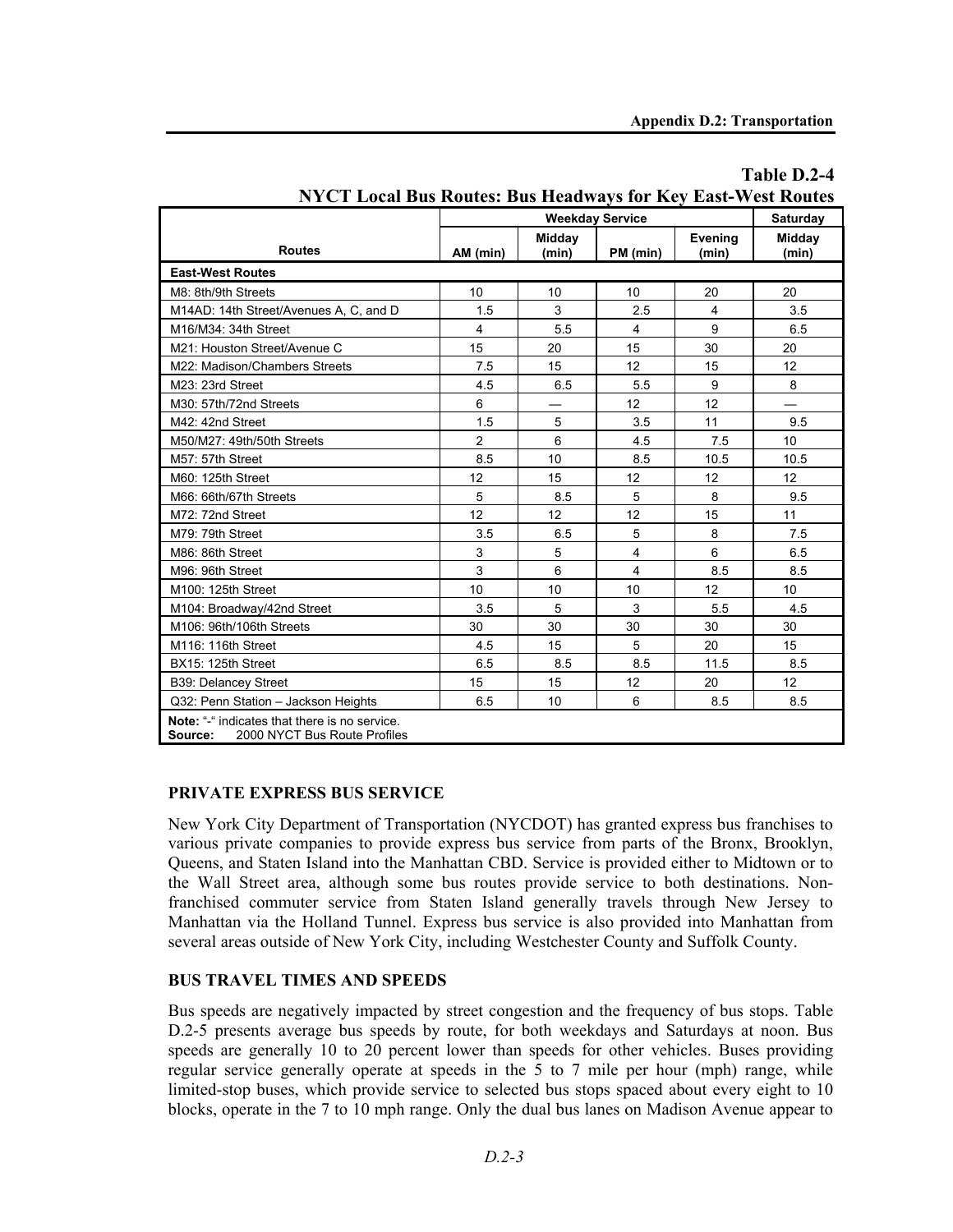**Table D.2-4**
**NYCT Local Bus Routes: Bus Headways for Key East-West Routes**

| Routes | Weekday Service | | | | Saturday |
|---|---|---|---|---|---|
| | AM (min) | Midday (min) | PM (min) | Evening (min) | Midday (min) |
| **East-West Routes** | | | | | |
| M8: 8th/9th Streets | 10 | 10 | 10 | 20 | 20 |
| M14AD: 14th Street/Avenues A, C, and D | 1.5 | 3 | 2.5 | 4 | 3.5 |
| M16/M34: 34th Street | 4 | 5.5 | 4 | 9 | 6.5 |
| M21: Houston Street/Avenue C | 15 | 20 | 15 | 30 | 20 |
| M22: Madison/Chambers Streets | 7.5 | 15 | 12 | 15 | 12 |
| M23: 23rd Street | 4.5 | 6.5 | 5.5 | 9 | 8 |
| M30: 57th/72nd Streets | 6 | — | 12 | 12 | — |
| M42: 42nd Street | 1.5 | 5 | 3.5 | 11 | 9.5 |
| M50/M27: 49th/50th Streets | 2 | 6 | 4.5 | 7.5 | 10 |
| M57: 57th Street | 8.5 | 10 | 8.5 | 10.5 | 10.5 |
| M60: 125th Street | 12 | 15 | 12 | 12 | 12 |
| M66: 66th/67th Streets | 5 | 8.5 | 5 | 8 | 9.5 |
| M72: 72nd Street | 12 | 12 | 12 | 15 | 11 |
| M79: 79th Street | 3.5 | 6.5 | 5 | 8 | 7.5 |
| M86: 86th Street | 3 | 5 | 4 | 6 | 6.5 |
| M96: 96th Street | 3 | 6 | 4 | 8.5 | 8.5 |
| M100: 125th Street | 10 | 10 | 10 | 12 | 10 |
| M104: Broadway/42nd Street | 3.5 | 5 | 3 | 5.5 | 4.5 |
| M106: 96th/106th Streets | 30 | 30 | 30 | 30 | 30 |
| M116: 116th Street | 4.5 | 15 | 5 | 20 | 15 |
| BX15: 125th Street | 6.5 | 8.5 | 8.5 | 11.5 | 8.5 |
| B39: Delancey Street | 15 | 15 | 12 | 20 | 12 |
| Q32: Penn Station – Jackson Heights | 6.5 | 10 | 6 | 8.5 | 8.5 |

**Note:** "-" indicates that there is no service.
**Source:** 2000 NYCT Bus Route Profiles

### PRIVATE EXPRESS BUS SERVICE

New York City Department of Transportation (NYCDOT) has granted express bus franchises to various private companies to provide express bus service from parts of the Bronx, Brooklyn, Queens, and Staten Island into the Manhattan CBD. Service is provided either to Midtown or to the Wall Street area, although some bus routes provide service to both destinations. Non-franchised commuter service from Staten Island generally travels through New Jersey to Manhattan via the Holland Tunnel. Express bus service is also provided into Manhattan from several areas outside of New York City, including Westchester County and Suffolk County.

### BUS TRAVEL TIMES AND SPEEDS

Bus speeds are negatively impacted by street congestion and the frequency of bus stops. Table D.2-5 presents average bus speeds by route, for both weekdays and Saturdays at noon. Bus speeds are generally 10 to 20 percent lower than speeds for other vehicles. Buses providing regular service generally operate at speeds in the 5 to 7 mile per hour (mph) range, while limited-stop buses, which provide service to selected bus stops spaced about every eight to 10 blocks, operate in the 7 to 10 mph range. Only the dual bus lanes on Madison Avenue appear to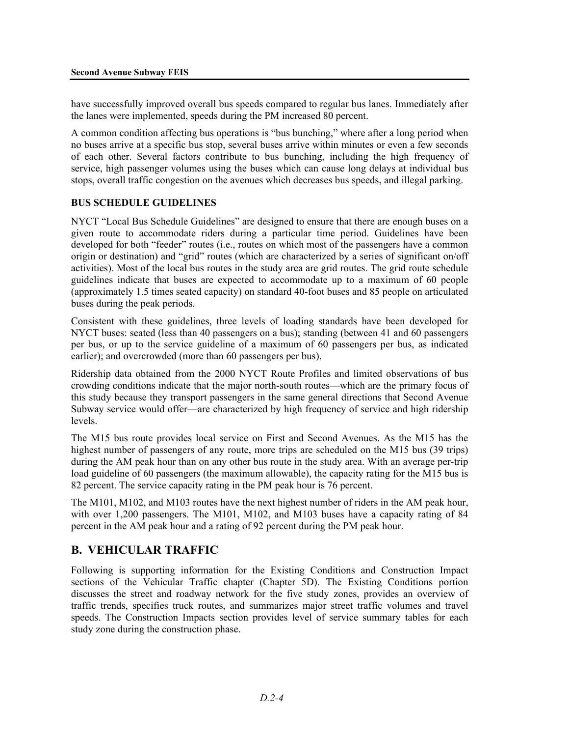have successfully improved overall bus speeds compared to regular bus lanes. Immediately after the lanes were implemented, speeds during the PM increased 80 percent.

A common condition affecting bus operations is "bus bunching," where after a long period when no buses arrive at a specific bus stop, several buses arrive within minutes or even a few seconds of each other. Several factors contribute to bus bunching, including the high frequency of service, high passenger volumes using the buses which can cause long delays at individual bus stops, overall traffic congestion on the avenues which decreases bus speeds, and illegal parking.

### BUS SCHEDULE GUIDELINES

NYCT "Local Bus Schedule Guidelines" are designed to ensure that there are enough buses on a given route to accommodate riders during a particular time period. Guidelines have been developed for both "feeder" routes (i.e., routes on which most of the passengers have a common origin or destination) and "grid" routes (which are characterized by a series of significant on/off activities). Most of the local bus routes in the study area are grid routes. The grid route schedule guidelines indicate that buses are expected to accommodate up to a maximum of 60 people (approximately 1.5 times seated capacity) on standard 40-foot buses and 85 people on articulated buses during the peak periods.

Consistent with these guidelines, three levels of loading standards have been developed for NYCT buses: seated (less than 40 passengers on a bus); standing (between 41 and 60 passengers per bus, or up to the service guideline of a maximum of 60 passengers per bus, as indicated earlier); and overcrowded (more than 60 passengers per bus).

Ridership data obtained from the 2000 NYCT Route Profiles and limited observations of bus crowding conditions indicate that the major north-south routes—which are the primary focus of this study because they transport passengers in the same general directions that Second Avenue Subway service would offer—are characterized by high frequency of service and high ridership levels.

The M15 bus route provides local service on First and Second Avenues. As the M15 has the highest number of passengers of any route, more trips are scheduled on the M15 bus (39 trips) during the AM peak hour than on any other bus route in the study area. With an average per-trip load guideline of 60 passengers (the maximum allowable), the capacity rating for the M15 bus is 82 percent. The service capacity rating in the PM peak hour is 76 percent.

The M101, M102, and M103 routes have the next highest number of riders in the AM peak hour, with over 1,200 passengers. The M101, M102, and M103 buses have a capacity rating of 84 percent in the AM peak hour and a rating of 92 percent during the PM peak hour.

## B. VEHICULAR TRAFFIC

Following is supporting information for the Existing Conditions and Construction Impact sections of the Vehicular Traffic chapter (Chapter 5D). The Existing Conditions portion discusses the street and roadway network for the five study zones, provides an overview of traffic trends, specifies truck routes, and summarizes major street traffic volumes and travel speeds. The Construction Impacts section provides level of service summary tables for each study zone during the construction phase.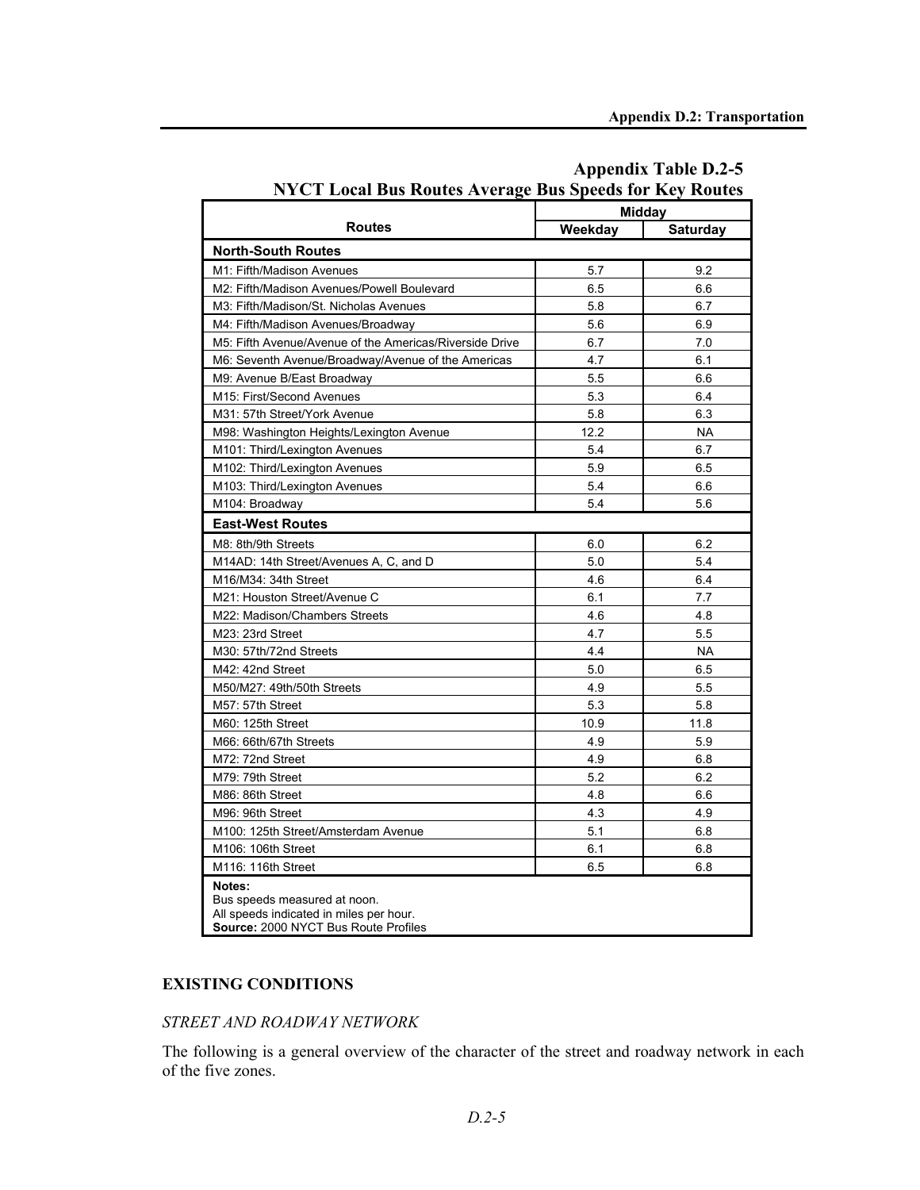**Appendix Table D.2-5**
**NYCT Local Bus Routes Average Bus Speeds for Key Routes**

| Routes | Midday | |
|---|---|---|
| | Weekday | Saturday |
| **North-South Routes** | | |
| M1: Fifth/Madison Avenues | 5.7 | 9.2 |
| M2: Fifth/Madison Avenues/Powell Boulevard | 6.5 | 6.6 |
| M3: Fifth/Madison/St. Nicholas Avenues | 5.8 | 6.7 |
| M4: Fifth/Madison Avenues/Broadway | 5.6 | 6.9 |
| M5: Fifth Avenue/Avenue of the Americas/Riverside Drive | 6.7 | 7.0 |
| M6: Seventh Avenue/Broadway/Avenue of the Americas | 4.7 | 6.1 |
| M9: Avenue B/East Broadway | 5.5 | 6.6 |
| M15: First/Second Avenues | 5.3 | 6.4 |
| M31: 57th Street/York Avenue | 5.8 | 6.3 |
| M98: Washington Heights/Lexington Avenue | 12.2 | NA |
| M101: Third/Lexington Avenues | 5.4 | 6.7 |
| M102: Third/Lexington Avenues | 5.9 | 6.5 |
| M103: Third/Lexington Avenues | 5.4 | 6.6 |
| M104: Broadway | 5.4 | 5.6 |
| **East-West Routes** | | |
| M8: 8th/9th Streets | 6.0 | 6.2 |
| M14AD: 14th Street/Avenues A, C, and D | 5.0 | 5.4 |
| M16/M34: 34th Street | 4.6 | 6.4 |
| M21: Houston Street/Avenue C | 6.1 | 7.7 |
| M22: Madison/Chambers Streets | 4.6 | 4.8 |
| M23: 23rd Street | 4.7 | 5.5 |
| M30: 57th/72nd Streets | 4.4 | NA |
| M42: 42nd Street | 5.0 | 6.5 |
| M50/M27: 49th/50th Streets | 4.9 | 5.5 |
| M57: 57th Street | 5.3 | 5.8 |
| M60: 125th Street | 10.9 | 11.8 |
| M66: 66th/67th Streets | 4.9 | 5.9 |
| M72: 72nd Street | 4.9 | 6.8 |
| M79: 79th Street | 5.2 | 6.2 |
| M86: 86th Street | 4.8 | 6.6 |
| M96: 96th Street | 4.3 | 4.9 |
| M100: 125th Street/Amsterdam Avenue | 5.1 | 6.8 |
| M106: 106th Street | 6.1 | 6.8 |
| M116: 116th Street | 6.5 | 6.8 |

**Notes:**
Bus speeds measured at noon.
All speeds indicated in miles per hour.
**Source:** 2000 NYCT Bus Route Profiles

## EXISTING CONDITIONS

### *STREET AND ROADWAY NETWORK*

The following is a general overview of the character of the street and roadway network in each of the five zones.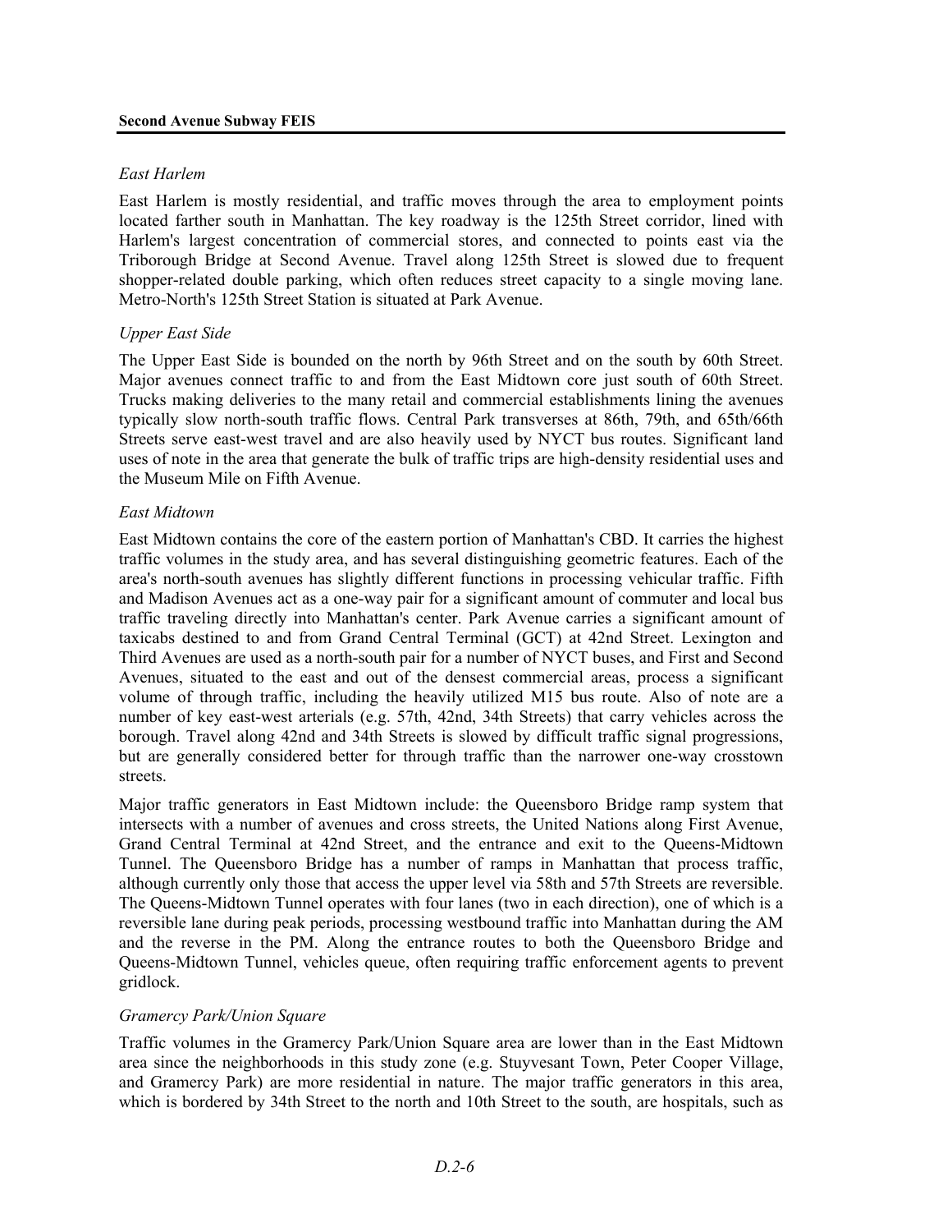*East Harlem*

East Harlem is mostly residential, and traffic moves through the area to employment points located farther south in Manhattan. The key roadway is the 125th Street corridor, lined with Harlem's largest concentration of commercial stores, and connected to points east via the Triborough Bridge at Second Avenue. Travel along 125th Street is slowed due to frequent shopper-related double parking, which often reduces street capacity to a single moving lane. Metro-North's 125th Street Station is situated at Park Avenue.

*Upper East Side*

The Upper East Side is bounded on the north by 96th Street and on the south by 60th Street. Major avenues connect traffic to and from the East Midtown core just south of 60th Street. Trucks making deliveries to the many retail and commercial establishments lining the avenues typically slow north-south traffic flows. Central Park transverses at 86th, 79th, and 65th/66th Streets serve east-west travel and are also heavily used by NYCT bus routes. Significant land uses of note in the area that generate the bulk of traffic trips are high-density residential uses and the Museum Mile on Fifth Avenue.

*East Midtown*

East Midtown contains the core of the eastern portion of Manhattan's CBD. It carries the highest traffic volumes in the study area, and has several distinguishing geometric features. Each of the area's north-south avenues has slightly different functions in processing vehicular traffic. Fifth and Madison Avenues act as a one-way pair for a significant amount of commuter and local bus traffic traveling directly into Manhattan's center. Park Avenue carries a significant amount of taxicabs destined to and from Grand Central Terminal (GCT) at 42nd Street. Lexington and Third Avenues are used as a north-south pair for a number of NYCT buses, and First and Second Avenues, situated to the east and out of the densest commercial areas, process a significant volume of through traffic, including the heavily utilized M15 bus route. Also of note are a number of key east-west arterials (e.g. 57th, 42nd, 34th Streets) that carry vehicles across the borough. Travel along 42nd and 34th Streets is slowed by difficult traffic signal progressions, but are generally considered better for through traffic than the narrower one-way crosstown streets.

Major traffic generators in East Midtown include: the Queensboro Bridge ramp system that intersects with a number of avenues and cross streets, the United Nations along First Avenue, Grand Central Terminal at 42nd Street, and the entrance and exit to the Queens-Midtown Tunnel. The Queensboro Bridge has a number of ramps in Manhattan that process traffic, although currently only those that access the upper level via 58th and 57th Streets are reversible. The Queens-Midtown Tunnel operates with four lanes (two in each direction), one of which is a reversible lane during peak periods, processing westbound traffic into Manhattan during the AM and the reverse in the PM. Along the entrance routes to both the Queensboro Bridge and Queens-Midtown Tunnel, vehicles queue, often requiring traffic enforcement agents to prevent gridlock.

*Gramercy Park/Union Square*

Traffic volumes in the Gramercy Park/Union Square area are lower than in the East Midtown area since the neighborhoods in this study zone (e.g. Stuyvesant Town, Peter Cooper Village, and Gramercy Park) are more residential in nature. The major traffic generators in this area, which is bordered by 34th Street to the north and 10th Street to the south, are hospitals, such as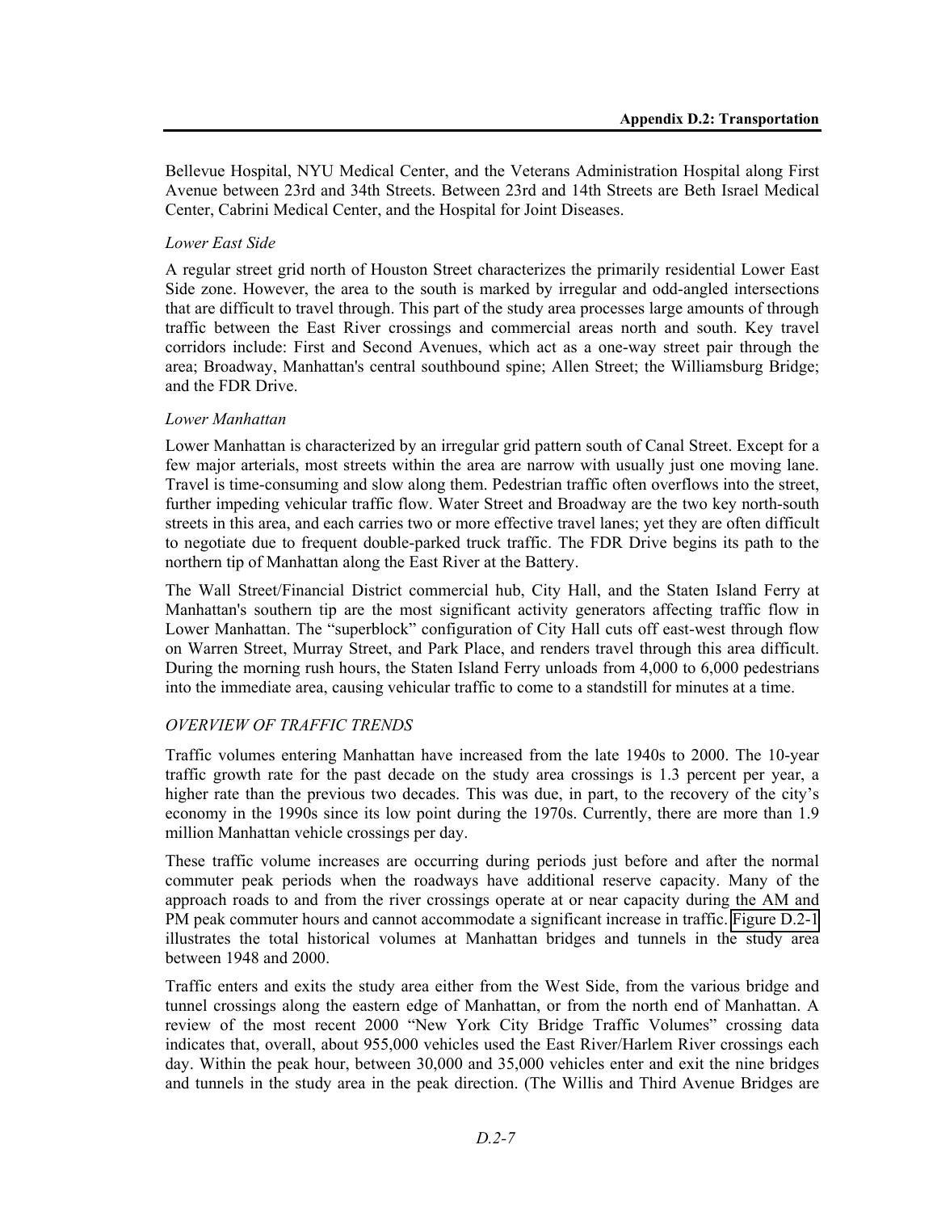Bellevue Hospital, NYU Medical Center, and the Veterans Administration Hospital along First Avenue between 23rd and 34th Streets. Between 23rd and 14th Streets are Beth Israel Medical Center, Cabrini Medical Center, and the Hospital for Joint Diseases.

*Lower East Side*

A regular street grid north of Houston Street characterizes the primarily residential Lower East Side zone. However, the area to the south is marked by irregular and odd-angled intersections that are difficult to travel through. This part of the study area processes large amounts of through traffic between the East River crossings and commercial areas north and south. Key travel corridors include: First and Second Avenues, which act as a one-way street pair through the area; Broadway, Manhattan's central southbound spine; Allen Street; the Williamsburg Bridge; and the FDR Drive.

*Lower Manhattan*

Lower Manhattan is characterized by an irregular grid pattern south of Canal Street. Except for a few major arterials, most streets within the area are narrow with usually just one moving lane. Travel is time-consuming and slow along them. Pedestrian traffic often overflows into the street, further impeding vehicular traffic flow. Water Street and Broadway are the two key north-south streets in this area, and each carries two or more effective travel lanes; yet they are often difficult to negotiate due to frequent double-parked truck traffic. The FDR Drive begins its path to the northern tip of Manhattan along the East River at the Battery.

The Wall Street/Financial District commercial hub, City Hall, and the Staten Island Ferry at Manhattan's southern tip are the most significant activity generators affecting traffic flow in Lower Manhattan. The "superblock" configuration of City Hall cuts off east-west through flow on Warren Street, Murray Street, and Park Place, and renders travel through this area difficult. During the morning rush hours, the Staten Island Ferry unloads from 4,000 to 6,000 pedestrians into the immediate area, causing vehicular traffic to come to a standstill for minutes at a time.

*OVERVIEW OF TRAFFIC TRENDS*

Traffic volumes entering Manhattan have increased from the late 1940s to 2000. The 10-year traffic growth rate for the past decade on the study area crossings is 1.3 percent per year, a higher rate than the previous two decades. This was due, in part, to the recovery of the city's economy in the 1990s since its low point during the 1970s. Currently, there are more than 1.9 million Manhattan vehicle crossings per day.

These traffic volume increases are occurring during periods just before and after the normal commuter peak periods when the roadways have additional reserve capacity. Many of the approach roads to and from the river crossings operate at or near capacity during the AM and PM peak commuter hours and cannot accommodate a significant increase in traffic. Figure D.2-1 illustrates the total historical volumes at Manhattan bridges and tunnels in the study area between 1948 and 2000.

Traffic enters and exits the study area either from the West Side, from the various bridge and tunnel crossings along the eastern edge of Manhattan, or from the north end of Manhattan. A review of the most recent 2000 "New York City Bridge Traffic Volumes" crossing data indicates that, overall, about 955,000 vehicles used the East River/Harlem River crossings each day. Within the peak hour, between 30,000 and 35,000 vehicles enter and exit the nine bridges and tunnels in the study area in the peak direction. (The Willis and Third Avenue Bridges are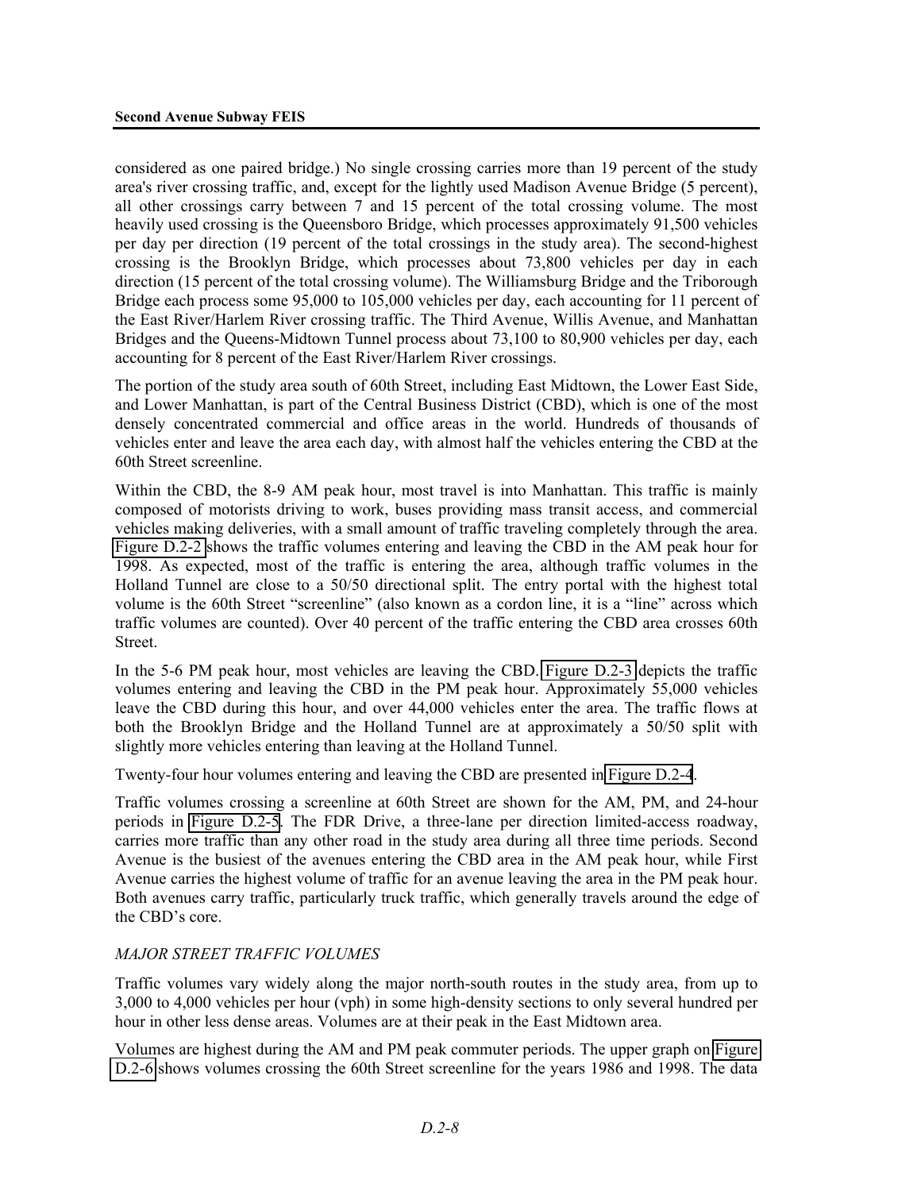considered as one paired bridge.) No single crossing carries more than 19 percent of the study area's river crossing traffic, and, except for the lightly used Madison Avenue Bridge (5 percent), all other crossings carry between 7 and 15 percent of the total crossing volume. The most heavily used crossing is the Queensboro Bridge, which processes approximately 91,500 vehicles per day per direction (19 percent of the total crossings in the study area). The second-highest crossing is the Brooklyn Bridge, which processes about 73,800 vehicles per day in each direction (15 percent of the total crossing volume). The Williamsburg Bridge and the Triborough Bridge each process some 95,000 to 105,000 vehicles per day, each accounting for 11 percent of the East River/Harlem River crossing traffic. The Third Avenue, Willis Avenue, and Manhattan Bridges and the Queens-Midtown Tunnel process about 73,100 to 80,900 vehicles per day, each accounting for 8 percent of the East River/Harlem River crossings.

The portion of the study area south of 60th Street, including East Midtown, the Lower East Side, and Lower Manhattan, is part of the Central Business District (CBD), which is one of the most densely concentrated commercial and office areas in the world. Hundreds of thousands of vehicles enter and leave the area each day, with almost half the vehicles entering the CBD at the 60th Street screenline.

Within the CBD, the 8-9 AM peak hour, most travel is into Manhattan. This traffic is mainly composed of motorists driving to work, buses providing mass transit access, and commercial vehicles making deliveries, with a small amount of traffic traveling completely through the area. Figure D.2-2 shows the traffic volumes entering and leaving the CBD in the AM peak hour for 1998. As expected, most of the traffic is entering the area, although traffic volumes in the Holland Tunnel are close to a 50/50 directional split. The entry portal with the highest total volume is the 60th Street "screenline" (also known as a cordon line, it is a "line" across which traffic volumes are counted). Over 40 percent of the traffic entering the CBD area crosses 60th Street.

In the 5-6 PM peak hour, most vehicles are leaving the CBD. Figure D.2-3 depicts the traffic volumes entering and leaving the CBD in the PM peak hour. Approximately 55,000 vehicles leave the CBD during this hour, and over 44,000 vehicles enter the area. The traffic flows at both the Brooklyn Bridge and the Holland Tunnel are at approximately a 50/50 split with slightly more vehicles entering than leaving at the Holland Tunnel.

Twenty-four hour volumes entering and leaving the CBD are presented in Figure D.2-4.

Traffic volumes crossing a screenline at 60th Street are shown for the AM, PM, and 24-hour periods in Figure D.2-5. The FDR Drive, a three-lane per direction limited-access roadway, carries more traffic than any other road in the study area during all three time periods. Second Avenue is the busiest of the avenues entering the CBD area in the AM peak hour, while First Avenue carries the highest volume of traffic for an avenue leaving the area in the PM peak hour. Both avenues carry traffic, particularly truck traffic, which generally travels around the edge of the CBD's core.

*MAJOR STREET TRAFFIC VOLUMES*

Traffic volumes vary widely along the major north-south routes in the study area, from up to 3,000 to 4,000 vehicles per hour (vph) in some high-density sections to only several hundred per hour in other less dense areas. Volumes are at their peak in the East Midtown area.

Volumes are highest during the AM and PM peak commuter periods. The upper graph on Figure D.2-6 shows volumes crossing the 60th Street screenline for the years 1986 and 1998. The data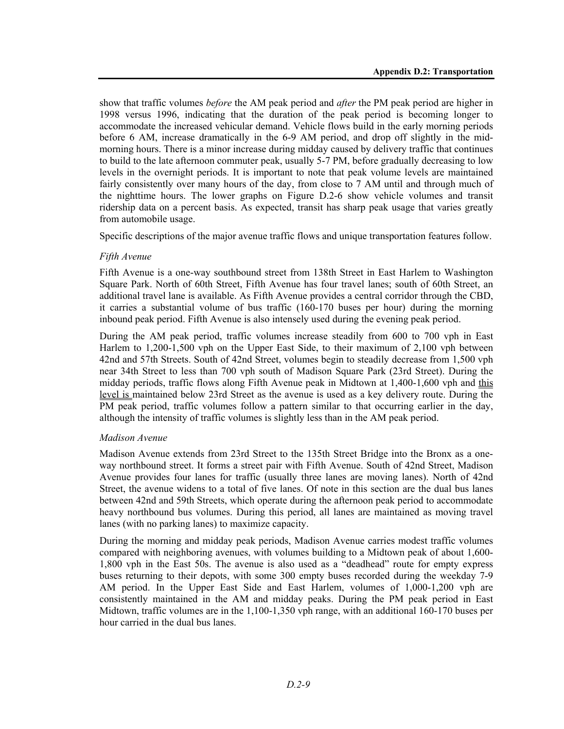show that traffic volumes *before* the AM peak period and *after* the PM peak period are higher in 1998 versus 1996, indicating that the duration of the peak period is becoming longer to accommodate the increased vehicular demand. Vehicle flows build in the early morning periods before 6 AM, increase dramatically in the 6-9 AM period, and drop off slightly in the mid-morning hours. There is a minor increase during midday caused by delivery traffic that continues to build to the late afternoon commuter peak, usually 5-7 PM, before gradually decreasing to low levels in the overnight periods. It is important to note that peak volume levels are maintained fairly consistently over many hours of the day, from close to 7 AM until and through much of the nighttime hours. The lower graphs on Figure D.2-6 show vehicle volumes and transit ridership data on a percent basis. As expected, transit has sharp peak usage that varies greatly from automobile usage.

Specific descriptions of the major avenue traffic flows and unique transportation features follow.

*Fifth Avenue*

Fifth Avenue is a one-way southbound street from 138th Street in East Harlem to Washington Square Park. North of 60th Street, Fifth Avenue has four travel lanes; south of 60th Street, an additional travel lane is available. As Fifth Avenue provides a central corridor through the CBD, it carries a substantial volume of bus traffic (160-170 buses per hour) during the morning inbound peak period. Fifth Avenue is also intensely used during the evening peak period.

During the AM peak period, traffic volumes increase steadily from 600 to 700 vph in East Harlem to 1,200-1,500 vph on the Upper East Side, to their maximum of 2,100 vph between 42nd and 57th Streets. South of 42nd Street, volumes begin to steadily decrease from 1,500 vph near 34th Street to less than 700 vph south of Madison Square Park (23rd Street). During the midday periods, traffic flows along Fifth Avenue peak in Midtown at 1,400-1,600 vph and this level is maintained below 23rd Street as the avenue is used as a key delivery route. During the PM peak period, traffic volumes follow a pattern similar to that occurring earlier in the day, although the intensity of traffic volumes is slightly less than in the AM peak period.

*Madison Avenue*

Madison Avenue extends from 23rd Street to the 135th Street Bridge into the Bronx as a one-way northbound street. It forms a street pair with Fifth Avenue. South of 42nd Street, Madison Avenue provides four lanes for traffic (usually three lanes are moving lanes). North of 42nd Street, the avenue widens to a total of five lanes. Of note in this section are the dual bus lanes between 42nd and 59th Streets, which operate during the afternoon peak period to accommodate heavy northbound bus volumes. During this period, all lanes are maintained as moving travel lanes (with no parking lanes) to maximize capacity.

During the morning and midday peak periods, Madison Avenue carries modest traffic volumes compared with neighboring avenues, with volumes building to a Midtown peak of about 1,600-1,800 vph in the East 50s. The avenue is also used as a "deadhead" route for empty express buses returning to their depots, with some 300 empty buses recorded during the weekday 7-9 AM period. In the Upper East Side and East Harlem, volumes of 1,000-1,200 vph are consistently maintained in the AM and midday peaks. During the PM peak period in East Midtown, traffic volumes are in the 1,100-1,350 vph range, with an additional 160-170 buses per hour carried in the dual bus lanes.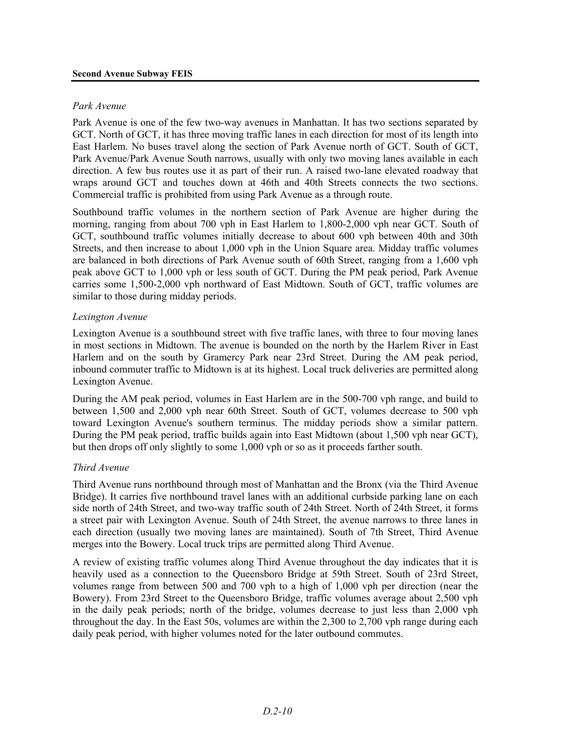*Park Avenue*

Park Avenue is one of the few two-way avenues in Manhattan. It has two sections separated by GCT. North of GCT, it has three moving traffic lanes in each direction for most of its length into East Harlem. No buses travel along the section of Park Avenue north of GCT. South of GCT, Park Avenue/Park Avenue South narrows, usually with only two moving lanes available in each direction. A few bus routes use it as part of their run. A raised two-lane elevated roadway that wraps around GCT and touches down at 46th and 40th Streets connects the two sections. Commercial traffic is prohibited from using Park Avenue as a through route.

Southbound traffic volumes in the northern section of Park Avenue are higher during the morning, ranging from about 700 vph in East Harlem to 1,800-2,000 vph near GCT. South of GCT, southbound traffic volumes initially decrease to about 600 vph between 40th and 30th Streets, and then increase to about 1,000 vph in the Union Square area. Midday traffic volumes are balanced in both directions of Park Avenue south of 60th Street, ranging from a 1,600 vph peak above GCT to 1,000 vph or less south of GCT. During the PM peak period, Park Avenue carries some 1,500-2,000 vph northward of East Midtown. South of GCT, traffic volumes are similar to those during midday periods.

*Lexington Avenue*

Lexington Avenue is a southbound street with five traffic lanes, with three to four moving lanes in most sections in Midtown. The avenue is bounded on the north by the Harlem River in East Harlem and on the south by Gramercy Park near 23rd Street. During the AM peak period, inbound commuter traffic to Midtown is at its highest. Local truck deliveries are permitted along Lexington Avenue.

During the AM peak period, volumes in East Harlem are in the 500-700 vph range, and build to between 1,500 and 2,000 vph near 60th Street. South of GCT, volumes decrease to 500 vph toward Lexington Avenue's southern terminus. The midday periods show a similar pattern. During the PM peak period, traffic builds again into East Midtown (about 1,500 vph near GCT), but then drops off only slightly to some 1,000 vph or so as it proceeds farther south.

*Third Avenue*

Third Avenue runs northbound through most of Manhattan and the Bronx (via the Third Avenue Bridge). It carries five northbound travel lanes with an additional curbside parking lane on each side north of 24th Street, and two-way traffic south of 24th Street. North of 24th Street, it forms a street pair with Lexington Avenue. South of 24th Street, the avenue narrows to three lanes in each direction (usually two moving lanes are maintained). South of 7th Street, Third Avenue merges into the Bowery. Local truck trips are permitted along Third Avenue.

A review of existing traffic volumes along Third Avenue throughout the day indicates that it is heavily used as a connection to the Queensboro Bridge at 59th Street. South of 23rd Street, volumes range from between 500 and 700 vph to a high of 1,000 vph per direction (near the Bowery). From 23rd Street to the Queensboro Bridge, traffic volumes average about 2,500 vph in the daily peak periods; north of the bridge, volumes decrease to just less than 2,000 vph throughout the day. In the East 50s, volumes are within the 2,300 to 2,700 vph range during each daily peak period, with higher volumes noted for the later outbound commutes.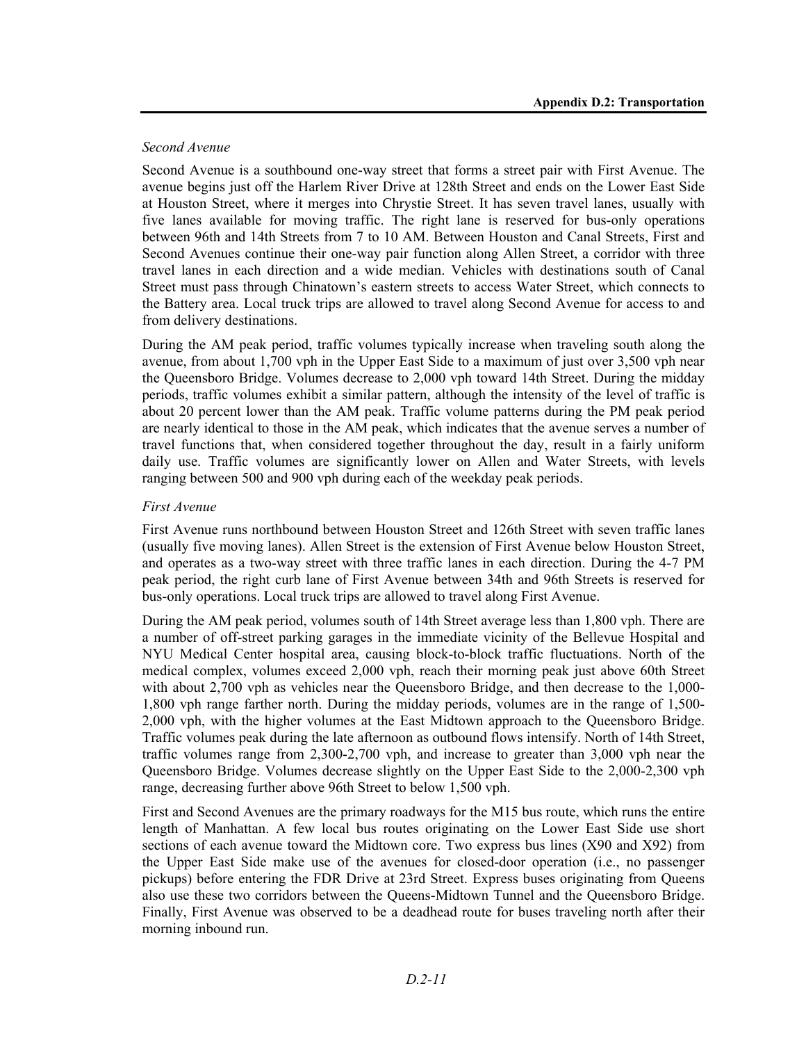*Second Avenue*

Second Avenue is a southbound one-way street that forms a street pair with First Avenue. The avenue begins just off the Harlem River Drive at 128th Street and ends on the Lower East Side at Houston Street, where it merges into Chrystie Street. It has seven travel lanes, usually with five lanes available for moving traffic. The right lane is reserved for bus-only operations between 96th and 14th Streets from 7 to 10 AM. Between Houston and Canal Streets, First and Second Avenues continue their one-way pair function along Allen Street, a corridor with three travel lanes in each direction and a wide median. Vehicles with destinations south of Canal Street must pass through Chinatown's eastern streets to access Water Street, which connects to the Battery area. Local truck trips are allowed to travel along Second Avenue for access to and from delivery destinations.

During the AM peak period, traffic volumes typically increase when traveling south along the avenue, from about 1,700 vph in the Upper East Side to a maximum of just over 3,500 vph near the Queensboro Bridge. Volumes decrease to 2,000 vph toward 14th Street. During the midday periods, traffic volumes exhibit a similar pattern, although the intensity of the level of traffic is about 20 percent lower than the AM peak. Traffic volume patterns during the PM peak period are nearly identical to those in the AM peak, which indicates that the avenue serves a number of travel functions that, when considered together throughout the day, result in a fairly uniform daily use. Traffic volumes are significantly lower on Allen and Water Streets, with levels ranging between 500 and 900 vph during each of the weekday peak periods.

*First Avenue*

First Avenue runs northbound between Houston Street and 126th Street with seven traffic lanes (usually five moving lanes). Allen Street is the extension of First Avenue below Houston Street, and operates as a two-way street with three traffic lanes in each direction. During the 4-7 PM peak period, the right curb lane of First Avenue between 34th and 96th Streets is reserved for bus-only operations. Local truck trips are allowed to travel along First Avenue.

During the AM peak period, volumes south of 14th Street average less than 1,800 vph. There are a number of off-street parking garages in the immediate vicinity of the Bellevue Hospital and NYU Medical Center hospital area, causing block-to-block traffic fluctuations. North of the medical complex, volumes exceed 2,000 vph, reach their morning peak just above 60th Street with about 2,700 vph as vehicles near the Queensboro Bridge, and then decrease to the 1,000-1,800 vph range farther north. During the midday periods, volumes are in the range of 1,500-2,000 vph, with the higher volumes at the East Midtown approach to the Queensboro Bridge. Traffic volumes peak during the late afternoon as outbound flows intensify. North of 14th Street, traffic volumes range from 2,300-2,700 vph, and increase to greater than 3,000 vph near the Queensboro Bridge. Volumes decrease slightly on the Upper East Side to the 2,000-2,300 vph range, decreasing further above 96th Street to below 1,500 vph.

First and Second Avenues are the primary roadways for the M15 bus route, which runs the entire length of Manhattan. A few local bus routes originating on the Lower East Side use short sections of each avenue toward the Midtown core. Two express bus lines (X90 and X92) from the Upper East Side make use of the avenues for closed-door operation (i.e., no passenger pickups) before entering the FDR Drive at 23rd Street. Express buses originating from Queens also use these two corridors between the Queens-Midtown Tunnel and the Queensboro Bridge. Finally, First Avenue was observed to be a deadhead route for buses traveling north after their morning inbound run.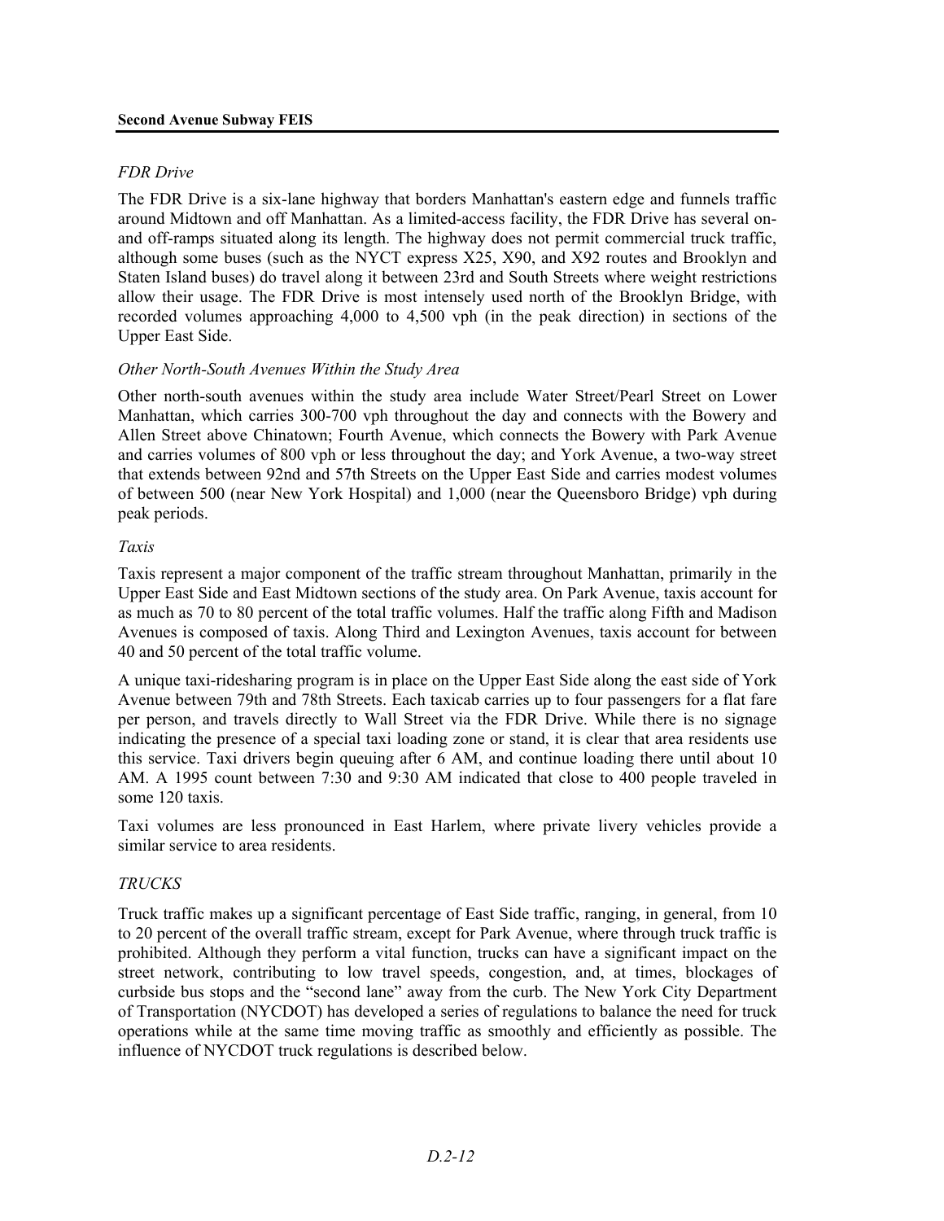*FDR Drive*

The FDR Drive is a six-lane highway that borders Manhattan's eastern edge and funnels traffic around Midtown and off Manhattan. As a limited-access facility, the FDR Drive has several on- and off-ramps situated along its length. The highway does not permit commercial truck traffic, although some buses (such as the NYCT express X25, X90, and X92 routes and Brooklyn and Staten Island buses) do travel along it between 23rd and South Streets where weight restrictions allow their usage. The FDR Drive is most intensely used north of the Brooklyn Bridge, with recorded volumes approaching 4,000 to 4,500 vph (in the peak direction) in sections of the Upper East Side.

*Other North-South Avenues Within the Study Area*

Other north-south avenues within the study area include Water Street/Pearl Street on Lower Manhattan, which carries 300-700 vph throughout the day and connects with the Bowery and Allen Street above Chinatown; Fourth Avenue, which connects the Bowery with Park Avenue and carries volumes of 800 vph or less throughout the day; and York Avenue, a two-way street that extends between 92nd and 57th Streets on the Upper East Side and carries modest volumes of between 500 (near New York Hospital) and 1,000 (near the Queensboro Bridge) vph during peak periods.

*Taxis*

Taxis represent a major component of the traffic stream throughout Manhattan, primarily in the Upper East Side and East Midtown sections of the study area. On Park Avenue, taxis account for as much as 70 to 80 percent of the total traffic volumes. Half the traffic along Fifth and Madison Avenues is composed of taxis. Along Third and Lexington Avenues, taxis account for between 40 and 50 percent of the total traffic volume.

A unique taxi-ridesharing program is in place on the Upper East Side along the east side of York Avenue between 79th and 78th Streets. Each taxicab carries up to four passengers for a flat fare per person, and travels directly to Wall Street via the FDR Drive. While there is no signage indicating the presence of a special taxi loading zone or stand, it is clear that area residents use this service. Taxi drivers begin queuing after 6 AM, and continue loading there until about 10 AM. A 1995 count between 7:30 and 9:30 AM indicated that close to 400 people traveled in some 120 taxis.

Taxi volumes are less pronounced in East Harlem, where private livery vehicles provide a similar service to area residents.

*TRUCKS*

Truck traffic makes up a significant percentage of East Side traffic, ranging, in general, from 10 to 20 percent of the overall traffic stream, except for Park Avenue, where through truck traffic is prohibited. Although they perform a vital function, trucks can have a significant impact on the street network, contributing to low travel speeds, congestion, and, at times, blockages of curbside bus stops and the "second lane" away from the curb. The New York City Department of Transportation (NYCDOT) has developed a series of regulations to balance the need for truck operations while at the same time moving traffic as smoothly and efficiently as possible. The influence of NYCDOT truck regulations is described below.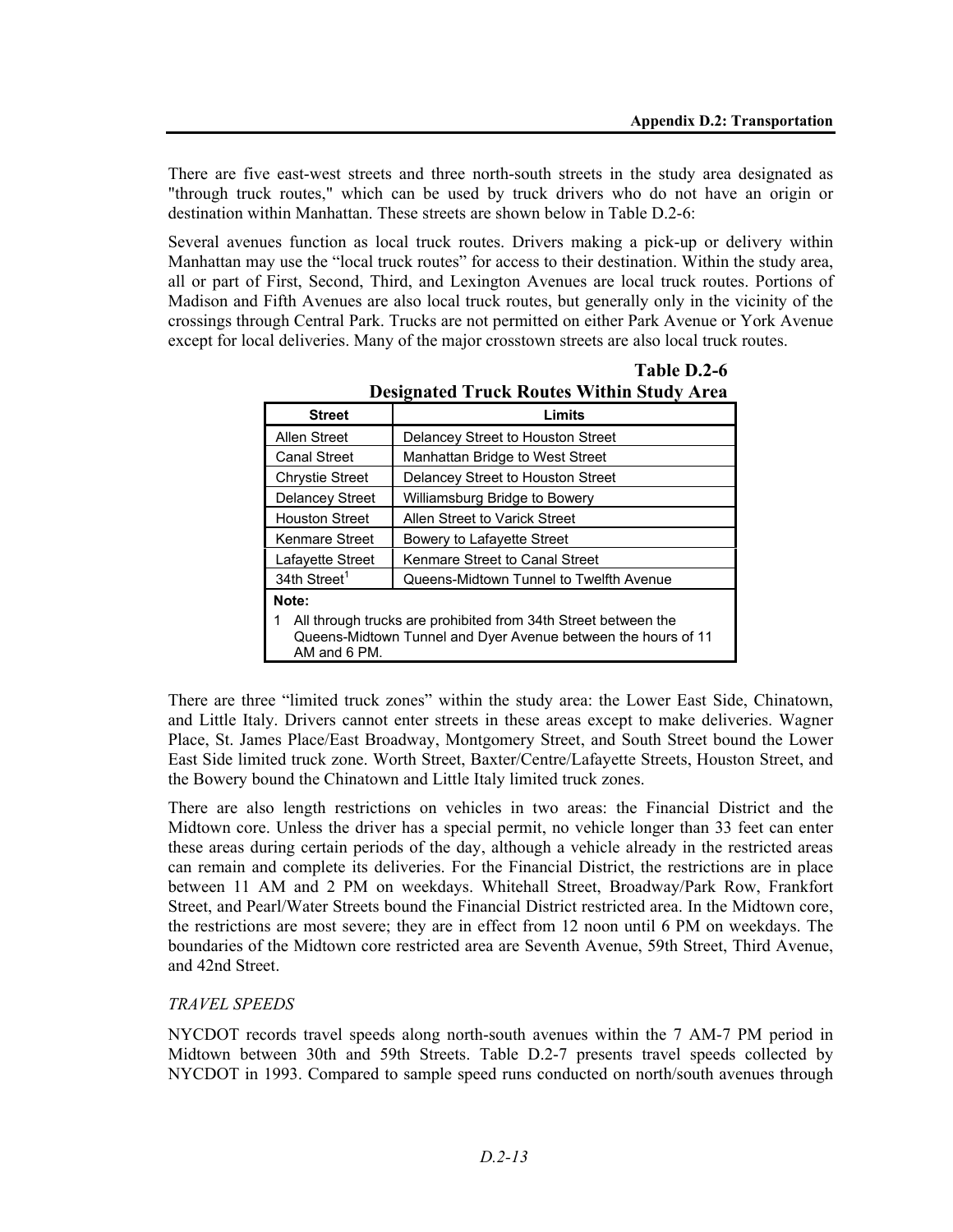There are five east-west streets and three north-south streets in the study area designated as "through truck routes," which can be used by truck drivers who do not have an origin or destination within Manhattan. These streets are shown below in Table D.2-6:

Several avenues function as local truck routes. Drivers making a pick-up or delivery within Manhattan may use the "local truck routes" for access to their destination. Within the study area, all or part of First, Second, Third, and Lexington Avenues are local truck routes. Portions of Madison and Fifth Avenues are also local truck routes, but generally only in the vicinity of the crossings through Central Park. Trucks are not permitted on either Park Avenue or York Avenue except for local deliveries. Many of the major crosstown streets are also local truck routes.

**Table D.2-6**
**Designated Truck Routes Within Study Area**

| Street | Limits |
|---|---|
| Allen Street | Delancey Street to Houston Street |
| Canal Street | Manhattan Bridge to West Street |
| Chrystie Street | Delancey Street to Houston Street |
| Delancey Street | Williamsburg Bridge to Bowery |
| Houston Street | Allen Street to Varick Street |
| Kenmare Street | Bowery to Lafayette Street |
| Lafayette Street | Kenmare Street to Canal Street |
| 34th Street[1] | Queens-Midtown Tunnel to Twelfth Avenue |

**Note:**
1 All through trucks are prohibited from 34th Street between the Queens-Midtown Tunnel and Dyer Avenue between the hours of 11 AM and 6 PM.

There are three "limited truck zones" within the study area: the Lower East Side, Chinatown, and Little Italy. Drivers cannot enter streets in these areas except to make deliveries. Wagner Place, St. James Place/East Broadway, Montgomery Street, and South Street bound the Lower East Side limited truck zone. Worth Street, Baxter/Centre/Lafayette Streets, Houston Street, and the Bowery bound the Chinatown and Little Italy limited truck zones.

There are also length restrictions on vehicles in two areas: the Financial District and the Midtown core. Unless the driver has a special permit, no vehicle longer than 33 feet can enter these areas during certain periods of the day, although a vehicle already in the restricted areas can remain and complete its deliveries. For the Financial District, the restrictions are in place between 11 AM and 2 PM on weekdays. Whitehall Street, Broadway/Park Row, Frankfort Street, and Pearl/Water Streets bound the Financial District restricted area. In the Midtown core, the restrictions are most severe; they are in effect from 12 noon until 6 PM on weekdays. The boundaries of the Midtown core restricted area are Seventh Avenue, 59th Street, Third Avenue, and 42nd Street.

*TRAVEL SPEEDS*

NYCDOT records travel speeds along north-south avenues within the 7 AM-7 PM period in Midtown between 30th and 59th Streets. Table D.2-7 presents travel speeds collected by NYCDOT in 1993. Compared to sample speed runs conducted on north/south avenues through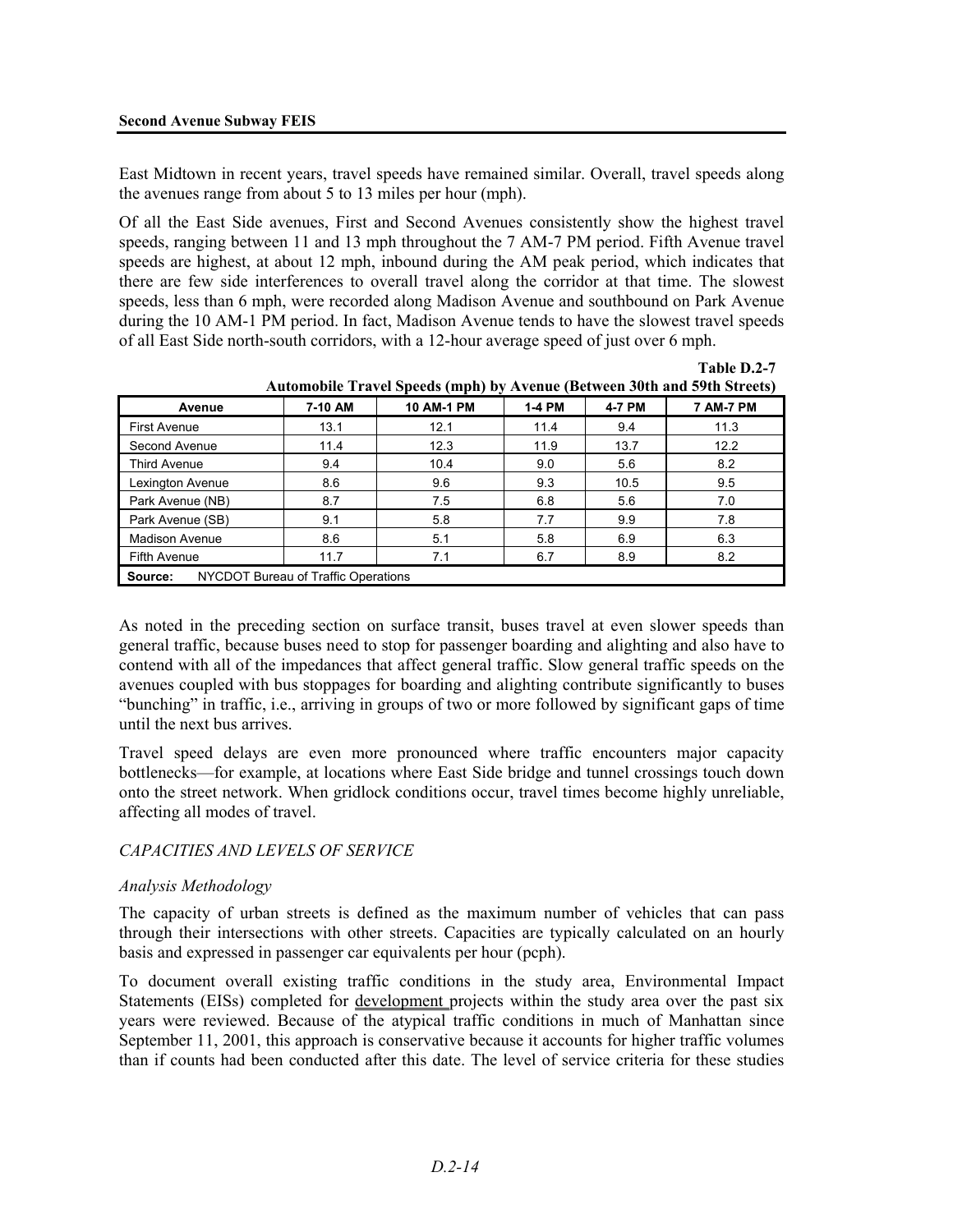East Midtown in recent years, travel speeds have remained similar. Overall, travel speeds along the avenues range from about 5 to 13 miles per hour (mph).

Of all the East Side avenues, First and Second Avenues consistently show the highest travel speeds, ranging between 11 and 13 mph throughout the 7 AM-7 PM period. Fifth Avenue travel speeds are highest, at about 12 mph, inbound during the AM peak period, which indicates that there are few side interferences to overall travel along the corridor at that time. The slowest speeds, less than 6 mph, were recorded along Madison Avenue and southbound on Park Avenue during the 10 AM-1 PM period. In fact, Madison Avenue tends to have the slowest travel speeds of all East Side north-south corridors, with a 12-hour average speed of just over 6 mph.

**Table D.2-7**
**Automobile Travel Speeds (mph) by Avenue (Between 30th and 59th Streets)**

| Avenue | 7-10 AM | 10 AM-1 PM | 1-4 PM | 4-7 PM | 7 AM-7 PM |
|---|---|---|---|---|---|
| First Avenue | 13.1 | 12.1 | 11.4 | 9.4 | 11.3 |
| Second Avenue | 11.4 | 12.3 | 11.9 | 13.7 | 12.2 |
| Third Avenue | 9.4 | 10.4 | 9.0 | 5.6 | 8.2 |
| Lexington Avenue | 8.6 | 9.6 | 9.3 | 10.5 | 9.5 |
| Park Avenue (NB) | 8.7 | 7.5 | 6.8 | 5.6 | 7.0 |
| Park Avenue (SB) | 9.1 | 5.8 | 7.7 | 9.9 | 7.8 |
| Madison Avenue | 8.6 | 5.1 | 5.8 | 6.9 | 6.3 |
| Fifth Avenue | 11.7 | 7.1 | 6.7 | 8.9 | 8.2 |
| **Source:** NYCDOT Bureau of Traffic Operations | | | | | |

As noted in the preceding section on surface transit, buses travel at even slower speeds than general traffic, because buses need to stop for passenger boarding and alighting and also have to contend with all of the impedances that affect general traffic. Slow general traffic speeds on the avenues coupled with bus stoppages for boarding and alighting contribute significantly to buses "bunching" in traffic, i.e., arriving in groups of two or more followed by significant gaps of time until the next bus arrives.

Travel speed delays are even more pronounced where traffic encounters major capacity bottlenecks—for example, at locations where East Side bridge and tunnel crossings touch down onto the street network. When gridlock conditions occur, travel times become highly unreliable, affecting all modes of travel.

*CAPACITIES AND LEVELS OF SERVICE*

*Analysis Methodology*

The capacity of urban streets is defined as the maximum number of vehicles that can pass through their intersections with other streets. Capacities are typically calculated on an hourly basis and expressed in passenger car equivalents per hour (pcph).

To document overall existing traffic conditions in the study area, Environmental Impact Statements (EISs) completed for development projects within the study area over the past six years were reviewed. Because of the atypical traffic conditions in much of Manhattan since September 11, 2001, this approach is conservative because it accounts for higher traffic volumes than if counts had been conducted after this date. The level of service criteria for these studies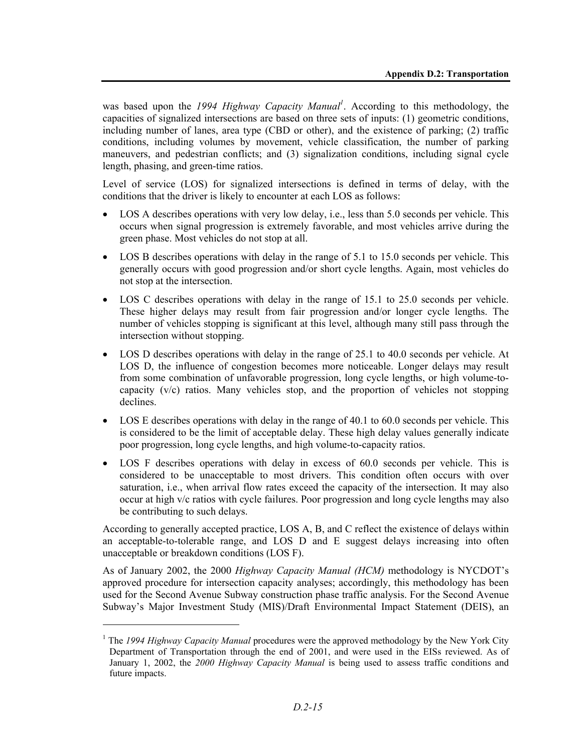was based upon the *1994 Highway Capacity Manual*[1]. According to this methodology, the capacities of signalized intersections are based on three sets of inputs: (1) geometric conditions, including number of lanes, area type (CBD or other), and the existence of parking; (2) traffic conditions, including volumes by movement, vehicle classification, the number of parking maneuvers, and pedestrian conflicts; and (3) signalization conditions, including signal cycle length, phasing, and green-time ratios.

Level of service (LOS) for signalized intersections is defined in terms of delay, with the conditions that the driver is likely to encounter at each LOS as follows:

- LOS A describes operations with very low delay, i.e., less than 5.0 seconds per vehicle. This occurs when signal progression is extremely favorable, and most vehicles arrive during the green phase. Most vehicles do not stop at all.
- LOS B describes operations with delay in the range of 5.1 to 15.0 seconds per vehicle. This generally occurs with good progression and/or short cycle lengths. Again, most vehicles do not stop at the intersection.
- LOS C describes operations with delay in the range of 15.1 to 25.0 seconds per vehicle. These higher delays may result from fair progression and/or longer cycle lengths. The number of vehicles stopping is significant at this level, although many still pass through the intersection without stopping.
- LOS D describes operations with delay in the range of 25.1 to 40.0 seconds per vehicle. At LOS D, the influence of congestion becomes more noticeable. Longer delays may result from some combination of unfavorable progression, long cycle lengths, or high volume-to-capacity (v/c) ratios. Many vehicles stop, and the proportion of vehicles not stopping declines.
- LOS E describes operations with delay in the range of 40.1 to 60.0 seconds per vehicle. This is considered to be the limit of acceptable delay. These high delay values generally indicate poor progression, long cycle lengths, and high volume-to-capacity ratios.
- LOS F describes operations with delay in excess of 60.0 seconds per vehicle. This is considered to be unacceptable to most drivers. This condition often occurs with over saturation, i.e., when arrival flow rates exceed the capacity of the intersection. It may also occur at high v/c ratios with cycle failures. Poor progression and long cycle lengths may also be contributing to such delays.

According to generally accepted practice, LOS A, B, and C reflect the existence of delays within an acceptable-to-tolerable range, and LOS D and E suggest delays increasing into often unacceptable or breakdown conditions (LOS F).

As of January 2002, the 2000 *Highway Capacity Manual (HCM)* methodology is NYCDOT's approved procedure for intersection capacity analyses; accordingly, this methodology has been used for the Second Avenue Subway construction phase traffic analysis. For the Second Avenue Subway's Major Investment Study (MIS)/Draft Environmental Impact Statement (DEIS), an

---

[1] The *1994 Highway Capacity Manual* procedures were the approved methodology by the New York City Department of Transportation through the end of 2001, and were used in the EISs reviewed. As of January 1, 2002, the *2000 Highway Capacity Manual* is being used to assess traffic conditions and future impacts.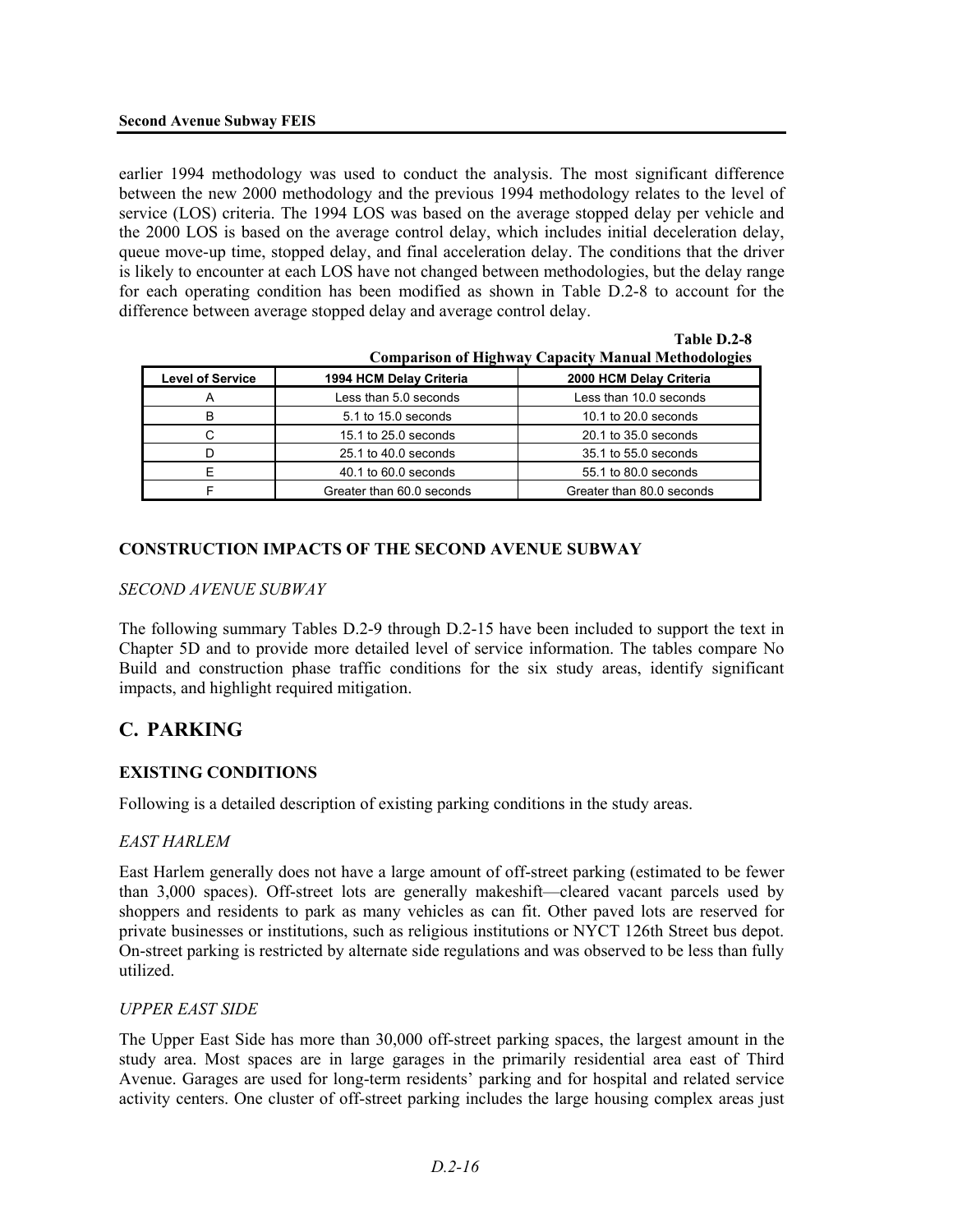earlier 1994 methodology was used to conduct the analysis. The most significant difference between the new 2000 methodology and the previous 1994 methodology relates to the level of service (LOS) criteria. The 1994 LOS was based on the average stopped delay per vehicle and the 2000 LOS is based on the average control delay, which includes initial deceleration delay, queue move-up time, stopped delay, and final acceleration delay. The conditions that the driver is likely to encounter at each LOS have not changed between methodologies, but the delay range for each operating condition has been modified as shown in Table D.2-8 to account for the difference between average stopped delay and average control delay.

**Table D.2-8**
**Comparison of Highway Capacity Manual Methodologies**

| Level of Service | 1994 HCM Delay Criteria | 2000 HCM Delay Criteria |
|---|---|---|
| A | Less than 5.0 seconds | Less than 10.0 seconds |
| B | 5.1 to 15.0 seconds | 10.1 to 20.0 seconds |
| C | 15.1 to 25.0 seconds | 20.1 to 35.0 seconds |
| D | 25.1 to 40.0 seconds | 35.1 to 55.0 seconds |
| E | 40.1 to 60.0 seconds | 55.1 to 80.0 seconds |
| F | Greater than 60.0 seconds | Greater than 80.0 seconds |

### CONSTRUCTION IMPACTS OF THE SECOND AVENUE SUBWAY

*SECOND AVENUE SUBWAY*

The following summary Tables D.2-9 through D.2-15 have been included to support the text in Chapter 5D and to provide more detailed level of service information. The tables compare No Build and construction phase traffic conditions for the six study areas, identify significant impacts, and highlight required mitigation.

## C. PARKING

### EXISTING CONDITIONS

Following is a detailed description of existing parking conditions in the study areas.

*EAST HARLEM*

East Harlem generally does not have a large amount of off-street parking (estimated to be fewer than 3,000 spaces). Off-street lots are generally makeshift—cleared vacant parcels used by shoppers and residents to park as many vehicles as can fit. Other paved lots are reserved for private businesses or institutions, such as religious institutions or NYCT 126th Street bus depot. On-street parking is restricted by alternate side regulations and was observed to be less than fully utilized.

*UPPER EAST SIDE*

The Upper East Side has more than 30,000 off-street parking spaces, the largest amount in the study area. Most spaces are in large garages in the primarily residential area east of Third Avenue. Garages are used for long-term residents' parking and for hospital and related service activity centers. One cluster of off-street parking includes the large housing complex areas just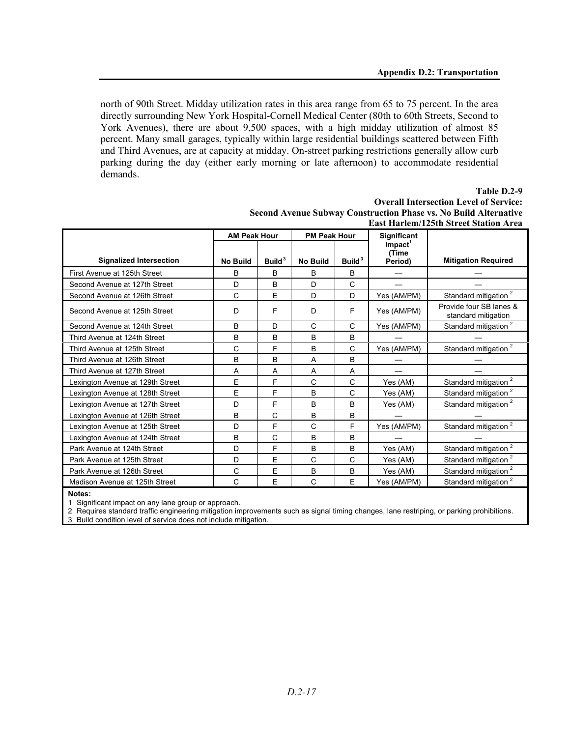north of 90th Street. Midday utilization rates in this area range from 65 to 75 percent. In the area directly surrounding New York Hospital-Cornell Medical Center (80th to 60th Streets, Second to York Avenues), there are about 9,500 spaces, with a high midday utilization of almost 85 percent. Many small garages, typically within large residential buildings scattered between Fifth and Third Avenues, are at capacity at midday. On-street parking restrictions generally allow curb parking during the day (either early morning or late afternoon) to accommodate residential demands.

**Table D.2-9**
**Overall Intersection Level of Service:**
**Second Avenue Subway Construction Phase vs. No Build Alternative**
**East Harlem/125th Street Station Area**

| Signalized Intersection | AM Peak Hour | | PM Peak Hour | | Significant Impact[1] (Time Period) | Mitigation Required |
|---|---|---|---|---|---|---|
| | No Build | Build[3] | No Build | Build[3] | | |
| First Avenue at 125th Street | B | B | B | B | — | — |
| Second Avenue at 127th Street | D | B | D | C | — | — |
| Second Avenue at 126th Street | C | E | D | D | Yes (AM/PM) | Standard mitigation [2] |
| Second Avenue at 125th Street | D | F | D | F | Yes (AM/PM) | Provide four SB lanes & standard mitigation |
| Second Avenue at 124th Street | B | D | C | C | Yes (AM/PM) | Standard mitigation [2] |
| Third Avenue at 124th Street | B | B | B | B | — | — |
| Third Avenue at 125th Street | C | F | B | C | Yes (AM/PM) | Standard mitigation [2] |
| Third Avenue at 126th Street | B | B | A | B | — | — |
| Third Avenue at 127th Street | A | A | A | A | — | — |
| Lexington Avenue at 129th Street | E | F | C | C | Yes (AM) | Standard mitigation [2] |
| Lexington Avenue at 128th Street | E | F | B | C | Yes (AM) | Standard mitigation [2] |
| Lexington Avenue at 127th Street | D | F | B | B | Yes (AM) | Standard mitigation [2] |
| Lexington Avenue at 126th Street | B | C | B | B | — | — |
| Lexington Avenue at 125th Street | D | F | C | F | Yes (AM/PM) | Standard mitigation [2] |
| Lexington Avenue at 124th Street | B | C | B | B | — | — |
| Park Avenue at 124th Street | D | F | B | B | Yes (AM) | Standard mitigation [2] |
| Park Avenue at 125th Street | D | E | C | C | Yes (AM) | Standard mitigation [2] |
| Park Avenue at 126th Street | C | E | B | B | Yes (AM) | Standard mitigation [2] |
| Madison Avenue at 125th Street | C | E | C | E | Yes (AM/PM) | Standard mitigation [2] |

**Notes:**
1 Significant impact on any lane group or approach.
2 Requires standard traffic engineering mitigation improvements such as signal timing changes, lane restriping, or parking prohibitions.
3 Build condition level of service does not include mitigation.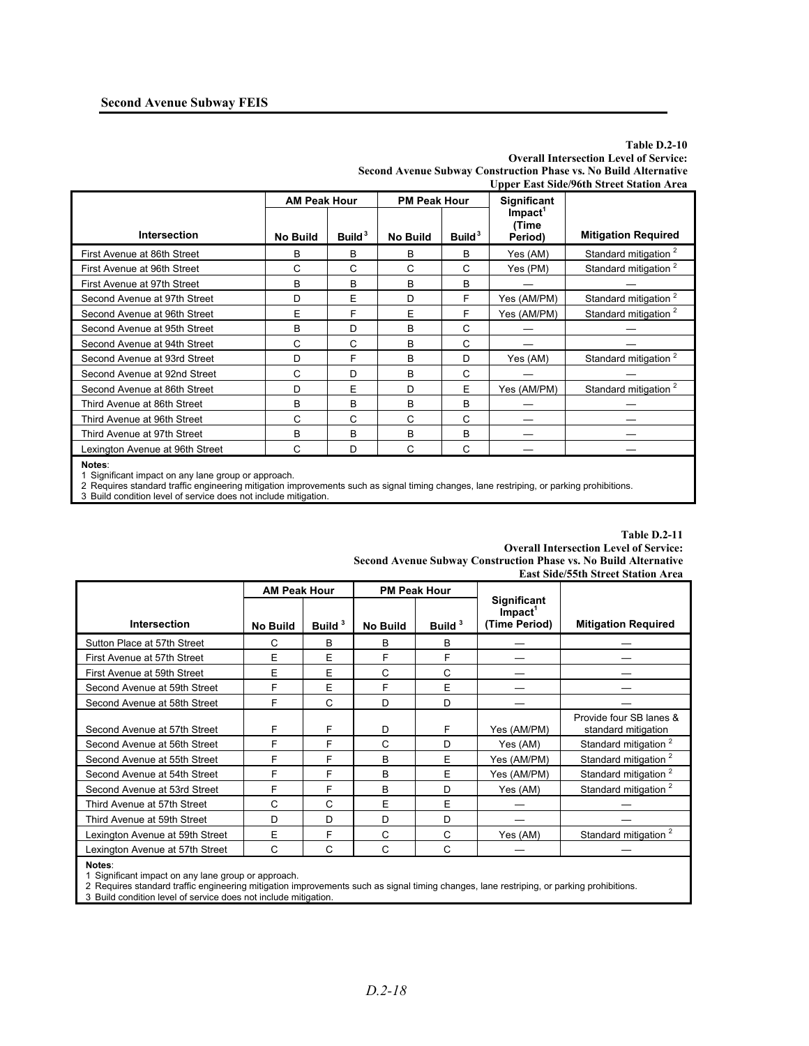**Table D.2-10**
**Overall Intersection Level of Service:**
**Second Avenue Subway Construction Phase vs. No Build Alternative**
**Upper East Side/96th Street Station Area**

| Intersection | AM Peak Hour | | PM Peak Hour | | Significant Impact[1] (Time Period) | Mitigation Required |
|---|---|---|---|---|---|---|
| | No Build | Build[3] | No Build | Build[3] | | |
| First Avenue at 86th Street | B | B | B | B | Yes (AM) | Standard mitigation[2] |
| First Avenue at 96th Street | C | C | C | C | Yes (PM) | Standard mitigation[2] |
| First Avenue at 97th Street | B | B | B | B | — | — |
| Second Avenue at 97th Street | D | E | D | F | Yes (AM/PM) | Standard mitigation[2] |
| Second Avenue at 96th Street | E | F | E | F | Yes (AM/PM) | Standard mitigation[2] |
| Second Avenue at 95th Street | B | D | B | C | — | — |
| Second Avenue at 94th Street | C | C | B | C | — | — |
| Second Avenue at 93rd Street | D | F | B | D | Yes (AM) | Standard mitigation[2] |
| Second Avenue at 92nd Street | C | D | B | C | — | — |
| Second Avenue at 86th Street | D | E | D | E | Yes (AM/PM) | Standard mitigation[2] |
| Third Avenue at 86th Street | B | B | B | B | — | — |
| Third Avenue at 96th Street | C | C | C | C | — | — |
| Third Avenue at 97th Street | B | B | B | B | — | — |
| Lexington Avenue at 96th Street | C | D | C | C | — | — |

**Notes**:
1 Significant impact on any lane group or approach.
2 Requires standard traffic engineering mitigation improvements such as signal timing changes, lane restriping, or parking prohibitions.
3 Build condition level of service does not include mitigation.

**Table D.2-11**
**Overall Intersection Level of Service:**
**Second Avenue Subway Construction Phase vs. No Build Alternative**
**East Side/55th Street Station Area**

| Intersection | AM Peak Hour | | PM Peak Hour | | Significant Impact[1] (Time Period) | Mitigation Required |
|---|---|---|---|---|---|---|
| | No Build | Build[3] | No Build | Build[3] | | |
| Sutton Place at 57th Street | C | B | B | B | — | — |
| First Avenue at 57th Street | E | E | F | F | — | — |
| First Avenue at 59th Street | E | E | C | C | — | — |
| Second Avenue at 59th Street | F | E | F | E | — | — |
| Second Avenue at 58th Street | F | C | D | D | — | — |
| Second Avenue at 57th Street | F | F | D | F | Yes (AM/PM) | Provide four SB lanes & standard mitigation |
| Second Avenue at 56th Street | F | F | C | D | Yes (AM) | Standard mitigation[2] |
| Second Avenue at 55th Street | F | F | B | E | Yes (AM/PM) | Standard mitigation[2] |
| Second Avenue at 54th Street | F | F | B | E | Yes (AM/PM) | Standard mitigation[2] |
| Second Avenue at 53rd Street | F | F | B | D | Yes (AM) | Standard mitigation[2] |
| Third Avenue at 57th Street | C | C | E | E | — | — |
| Third Avenue at 59th Street | D | D | D | D | — | — |
| Lexington Avenue at 59th Street | E | F | C | C | Yes (AM) | Standard mitigation[2] |
| Lexington Avenue at 57th Street | C | C | C | C | — | — |

**Notes**:
1 Significant impact on any lane group or approach.
2 Requires standard traffic engineering mitigation improvements such as signal timing changes, lane restriping, or parking prohibitions.
3 Build condition level of service does not include mitigation.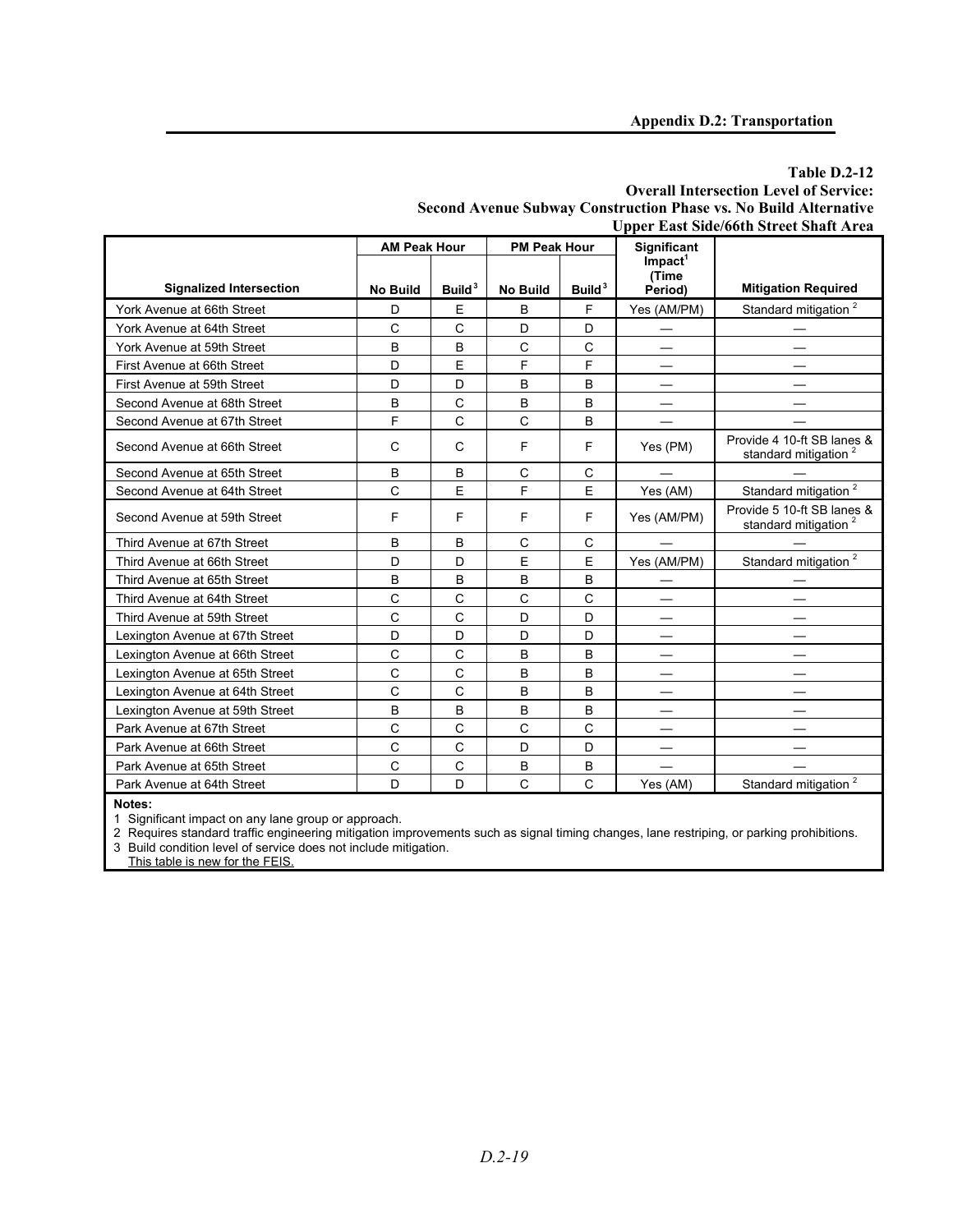**Table D.2-12**
**Overall Intersection Level of Service:**
**Second Avenue Subway Construction Phase vs. No Build Alternative**
**Upper East Side/66th Street Shaft Area**

| Signalized Intersection | AM Peak Hour | | PM Peak Hour | | Significant Impact[1] (Time Period) | Mitigation Required |
|---|---|---|---|---|---|---|
| | No Build | Build[3] | No Build | Build[3] | | |
| York Avenue at 66th Street | D | E | B | F | Yes (AM/PM) | Standard mitigation [2] |
| York Avenue at 64th Street | C | C | D | D | — | — |
| York Avenue at 59th Street | B | B | C | C | — | — |
| First Avenue at 66th Street | D | E | F | F | — | — |
| First Avenue at 59th Street | D | D | B | B | — | — |
| Second Avenue at 68th Street | B | C | B | B | — | — |
| Second Avenue at 67th Street | F | C | C | B | — | — |
| Second Avenue at 66th Street | C | C | F | F | Yes (PM) | Provide 4 10-ft SB lanes & standard mitigation [2] |
| Second Avenue at 65th Street | B | B | C | C | — | — |
| Second Avenue at 64th Street | C | E | F | E | Yes (AM) | Standard mitigation [2] |
| Second Avenue at 59th Street | F | F | F | F | Yes (AM/PM) | Provide 5 10-ft SB lanes & standard mitigation [2] |
| Third Avenue at 67th Street | B | B | C | C | — | — |
| Third Avenue at 66th Street | D | D | E | E | Yes (AM/PM) | Standard mitigation [2] |
| Third Avenue at 65th Street | B | B | B | B | — | — |
| Third Avenue at 64th Street | C | C | C | C | — | — |
| Third Avenue at 59th Street | C | C | D | D | — | — |
| Lexington Avenue at 67th Street | D | D | D | D | — | — |
| Lexington Avenue at 66th Street | C | C | B | B | — | — |
| Lexington Avenue at 65th Street | C | C | B | B | — | — |
| Lexington Avenue at 64th Street | C | C | B | B | — | — |
| Lexington Avenue at 59th Street | B | B | B | B | — | — |
| Park Avenue at 67th Street | C | C | C | C | — | — |
| Park Avenue at 66th Street | C | C | D | D | — | — |
| Park Avenue at 65th Street | C | C | B | B | — | — |
| Park Avenue at 64th Street | D | D | C | C | Yes (AM) | Standard mitigation [2] |

**Notes:**
1 Significant impact on any lane group or approach.
2 Requires standard traffic engineering mitigation improvements such as signal timing changes, lane restriping, or parking prohibitions.
3 Build condition level of service does not include mitigation.
This table is new for the FEIS.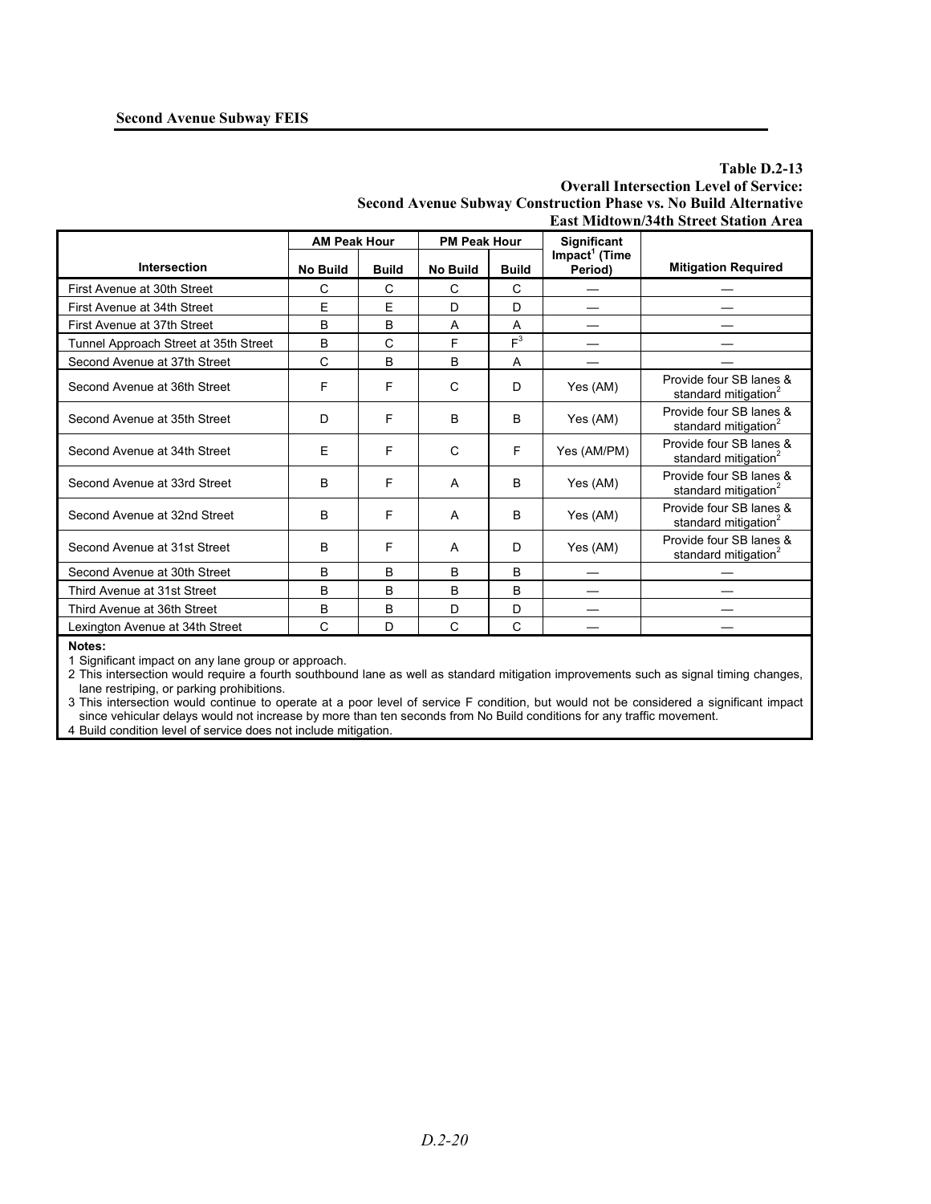**Table D.2-13**
**Overall Intersection Level of Service:**
**Second Avenue Subway Construction Phase vs. No Build Alternative**
**East Midtown/34th Street Station Area**

| Intersection | AM Peak Hour | | PM Peak Hour | | Significant Impact[1] (Time Period) | Mitigation Required |
|---|---|---|---|---|---|---|
| | No Build | Build | No Build | Build | | |
| First Avenue at 30th Street | C | C | C | C | — | — |
| First Avenue at 34th Street | E | E | D | D | — | — |
| First Avenue at 37th Street | B | B | A | A | — | — |
| Tunnel Approach Street at 35th Street | B | C | F | F[3] | — | — |
| Second Avenue at 37th Street | C | B | B | A | — | — |
| Second Avenue at 36th Street | F | F | C | D | Yes (AM) | Provide four SB lanes & standard mitigation[2] |
| Second Avenue at 35th Street | D | F | B | B | Yes (AM) | Provide four SB lanes & standard mitigation[2] |
| Second Avenue at 34th Street | E | F | C | F | Yes (AM/PM) | Provide four SB lanes & standard mitigation[2] |
| Second Avenue at 33rd Street | B | F | A | B | Yes (AM) | Provide four SB lanes & standard mitigation[2] |
| Second Avenue at 32nd Street | B | F | A | B | Yes (AM) | Provide four SB lanes & standard mitigation[2] |
| Second Avenue at 31st Street | B | F | A | D | Yes (AM) | Provide four SB lanes & standard mitigation[2] |
| Second Avenue at 30th Street | B | B | B | B | — | — |
| Third Avenue at 31st Street | B | B | B | B | — | — |
| Third Avenue at 36th Street | B | B | D | D | — | — |
| Lexington Avenue at 34th Street | C | D | C | C | — | — |

**Notes:**

1 Significant impact on any lane group or approach.

2 This intersection would require a fourth southbound lane as well as standard mitigation improvements such as signal timing changes, lane restriping, or parking prohibitions.

3 This intersection would continue to operate at a poor level of service F condition, but would not be considered a significant impact since vehicular delays would not increase by more than ten seconds from No Build conditions for any traffic movement.

4 Build condition level of service does not include mitigation.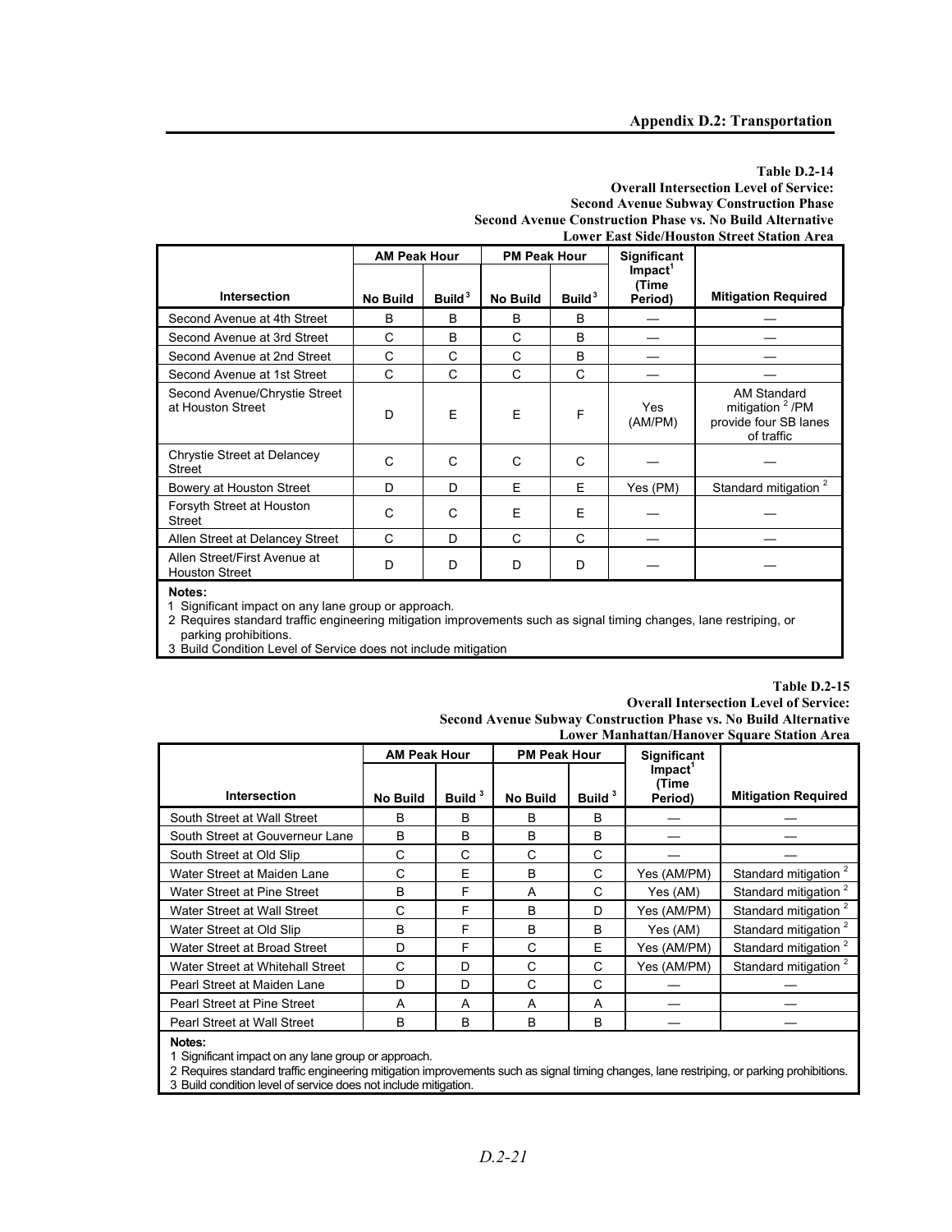**Table D.2-14**
**Overall Intersection Level of Service:**
**Second Avenue Subway Construction Phase**
**Second Avenue Construction Phase vs. No Build Alternative**
**Lower East Side/Houston Street Station Area**

| Intersection | AM Peak Hour | | PM Peak Hour | | Significant Impact[1] (Time Period) | Mitigation Required |
|---|---|---|---|---|---|---|
| | No Build | Build[3] | No Build | Build[3] | | |
| Second Avenue at 4th Street | B | B | B | B | — | — |
| Second Avenue at 3rd Street | C | B | C | B | — | — |
| Second Avenue at 2nd Street | C | C | C | B | — | — |
| Second Avenue at 1st Street | C | C | C | C | — | — |
| Second Avenue/Chrystie Street at Houston Street | D | E | E | F | Yes (AM/PM) | AM Standard mitigation[2] /PM provide four SB lanes of traffic |
| Chrystie Street at Delancey Street | C | C | C | C | — | — |
| Bowery at Houston Street | D | D | E | E | Yes (PM) | Standard mitigation[2] |
| Forsyth Street at Houston Street | C | C | E | E | — | — |
| Allen Street at Delancey Street | C | D | C | C | — | — |
| Allen Street/First Avenue at Houston Street | D | D | D | D | — | — |

**Notes:**
1 Significant impact on any lane group or approach.
2 Requires standard traffic engineering mitigation improvements such as signal timing changes, lane restriping, or parking prohibitions.
3 Build Condition Level of Service does not include mitigation

**Table D.2-15**
**Overall Intersection Level of Service:**
**Second Avenue Subway Construction Phase vs. No Build Alternative**
**Lower Manhattan/Hanover Square Station Area**

| Intersection | AM Peak Hour | | PM Peak Hour | | Significant Impact[1] (Time Period) | Mitigation Required |
|---|---|---|---|---|---|---|
| | No Build | Build[3] | No Build | Build[3] | | |
| South Street at Wall Street | B | B | B | B | — | — |
| South Street at Gouverneur Lane | B | B | B | B | — | — |
| South Street at Old Slip | C | C | C | C | — | — |
| Water Street at Maiden Lane | C | E | B | C | Yes (AM/PM) | Standard mitigation[2] |
| Water Street at Pine Street | B | F | A | C | Yes (AM) | Standard mitigation[2] |
| Water Street at Wall Street | C | F | B | D | Yes (AM/PM) | Standard mitigation[2] |
| Water Street at Old Slip | B | F | B | B | Yes (AM) | Standard mitigation[2] |
| Water Street at Broad Street | D | F | C | E | Yes (AM/PM) | Standard mitigation[2] |
| Water Street at Whitehall Street | C | D | C | C | Yes (AM/PM) | Standard mitigation[2] |
| Pearl Street at Maiden Lane | D | D | C | C | — | — |
| Pearl Street at Pine Street | A | A | A | A | — | — |
| Pearl Street at Wall Street | B | B | B | B | — | — |

**Notes:**
1 Significant impact on any lane group or approach.
2 Requires standard traffic engineering mitigation improvements such as signal timing changes, lane restriping, or parking prohibitions.
3 Build condition level of service does not include mitigation.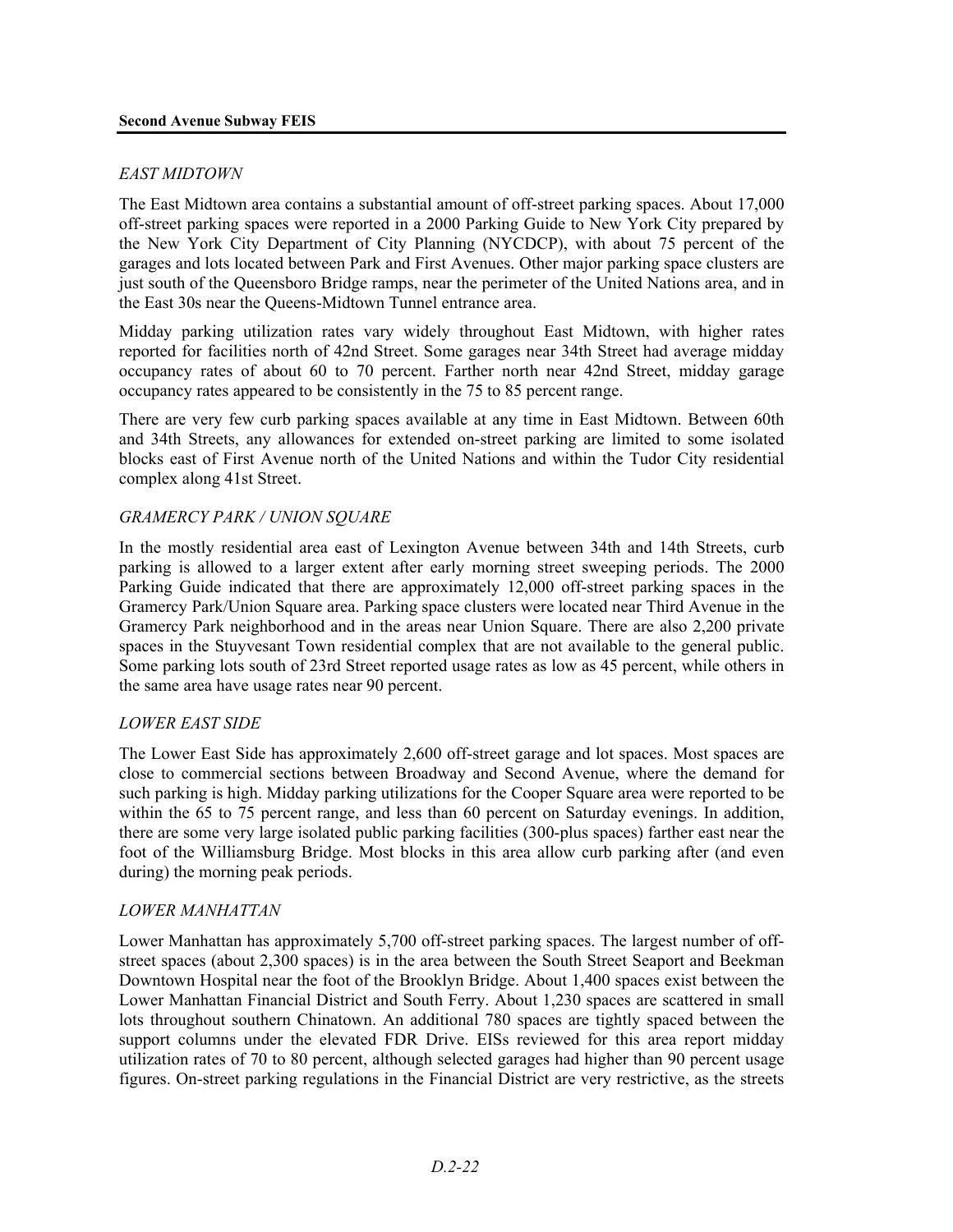*EAST MIDTOWN*

The East Midtown area contains a substantial amount of off-street parking spaces. About 17,000 off-street parking spaces were reported in a 2000 Parking Guide to New York City prepared by the New York City Department of City Planning (NYCDCP), with about 75 percent of the garages and lots located between Park and First Avenues. Other major parking space clusters are just south of the Queensboro Bridge ramps, near the perimeter of the United Nations area, and in the East 30s near the Queens-Midtown Tunnel entrance area.

Midday parking utilization rates vary widely throughout East Midtown, with higher rates reported for facilities north of 42nd Street. Some garages near 34th Street had average midday occupancy rates of about 60 to 70 percent. Farther north near 42nd Street, midday garage occupancy rates appeared to be consistently in the 75 to 85 percent range.

There are very few curb parking spaces available at any time in East Midtown. Between 60th and 34th Streets, any allowances for extended on-street parking are limited to some isolated blocks east of First Avenue north of the United Nations and within the Tudor City residential complex along 41st Street.

*GRAMERCY PARK / UNION SQUARE*

In the mostly residential area east of Lexington Avenue between 34th and 14th Streets, curb parking is allowed to a larger extent after early morning street sweeping periods. The 2000 Parking Guide indicated that there are approximately 12,000 off-street parking spaces in the Gramercy Park/Union Square area. Parking space clusters were located near Third Avenue in the Gramercy Park neighborhood and in the areas near Union Square. There are also 2,200 private spaces in the Stuyvesant Town residential complex that are not available to the general public. Some parking lots south of 23rd Street reported usage rates as low as 45 percent, while others in the same area have usage rates near 90 percent.

*LOWER EAST SIDE*

The Lower East Side has approximately 2,600 off-street garage and lot spaces. Most spaces are close to commercial sections between Broadway and Second Avenue, where the demand for such parking is high. Midday parking utilizations for the Cooper Square area were reported to be within the 65 to 75 percent range, and less than 60 percent on Saturday evenings. In addition, there are some very large isolated public parking facilities (300-plus spaces) farther east near the foot of the Williamsburg Bridge. Most blocks in this area allow curb parking after (and even during) the morning peak periods.

*LOWER MANHATTAN*

Lower Manhattan has approximately 5,700 off-street parking spaces. The largest number of off-street spaces (about 2,300 spaces) is in the area between the South Street Seaport and Beekman Downtown Hospital near the foot of the Brooklyn Bridge. About 1,400 spaces exist between the Lower Manhattan Financial District and South Ferry. About 1,230 spaces are scattered in small lots throughout southern Chinatown. An additional 780 spaces are tightly spaced between the support columns under the elevated FDR Drive. EISs reviewed for this area report midday utilization rates of 70 to 80 percent, although selected garages had higher than 90 percent usage figures. On-street parking regulations in the Financial District are very restrictive, as the streets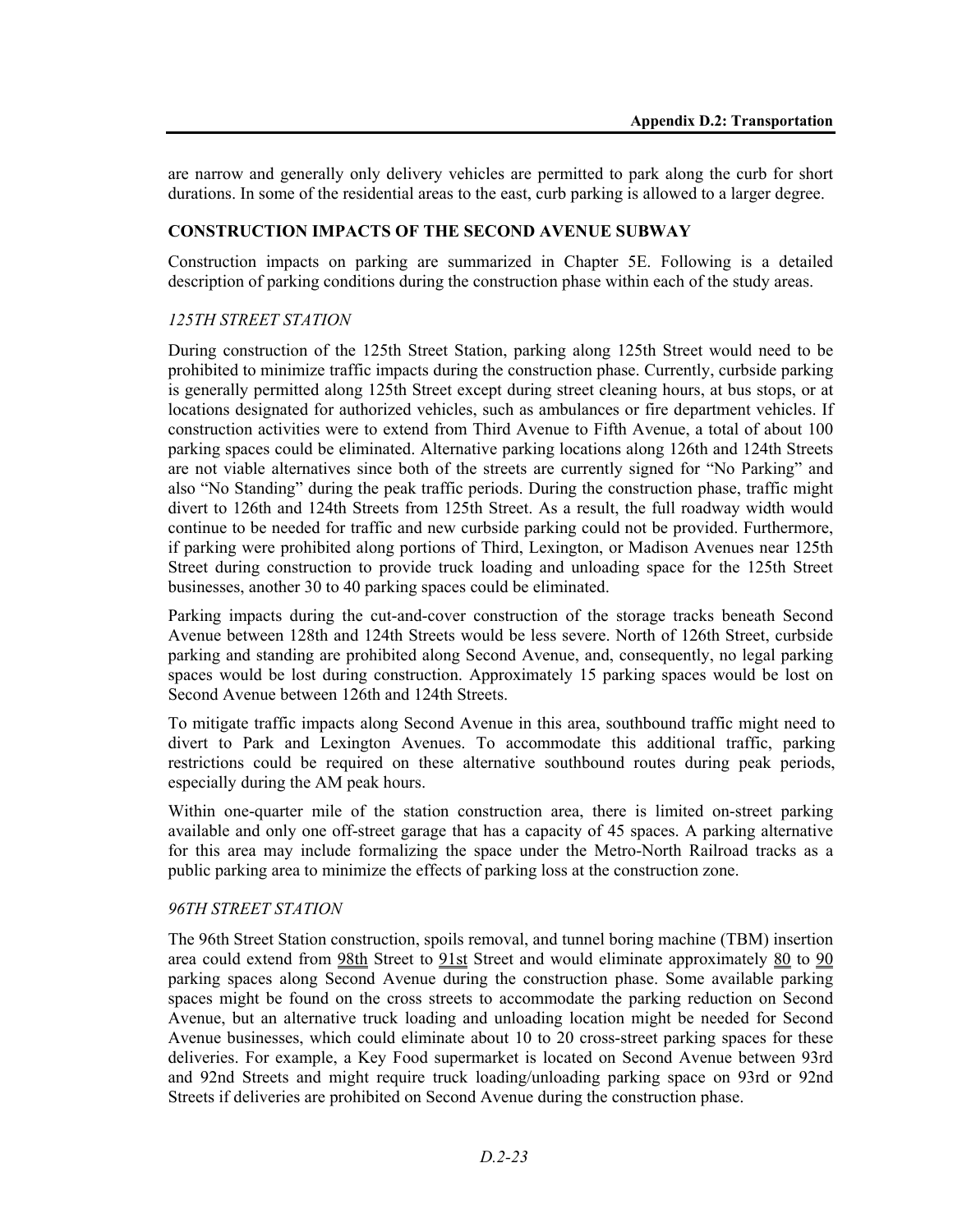are narrow and generally only delivery vehicles are permitted to park along the curb for short durations. In some of the residential areas to the east, curb parking is allowed to a larger degree.

## CONSTRUCTION IMPACTS OF THE SECOND AVENUE SUBWAY

Construction impacts on parking are summarized in Chapter 5E. Following is a detailed description of parking conditions during the construction phase within each of the study areas.

### *125TH STREET STATION*

During construction of the 125th Street Station, parking along 125th Street would need to be prohibited to minimize traffic impacts during the construction phase. Currently, curbside parking is generally permitted along 125th Street except during street cleaning hours, at bus stops, or at locations designated for authorized vehicles, such as ambulances or fire department vehicles. If construction activities were to extend from Third Avenue to Fifth Avenue, a total of about 100 parking spaces could be eliminated. Alternative parking locations along 126th and 124th Streets are not viable alternatives since both of the streets are currently signed for "No Parking" and also "No Standing" during the peak traffic periods. During the construction phase, traffic might divert to 126th and 124th Streets from 125th Street. As a result, the full roadway width would continue to be needed for traffic and new curbside parking could not be provided. Furthermore, if parking were prohibited along portions of Third, Lexington, or Madison Avenues near 125th Street during construction to provide truck loading and unloading space for the 125th Street businesses, another 30 to 40 parking spaces could be eliminated.

Parking impacts during the cut-and-cover construction of the storage tracks beneath Second Avenue between 128th and 124th Streets would be less severe. North of 126th Street, curbside parking and standing are prohibited along Second Avenue, and, consequently, no legal parking spaces would be lost during construction. Approximately 15 parking spaces would be lost on Second Avenue between 126th and 124th Streets.

To mitigate traffic impacts along Second Avenue in this area, southbound traffic might need to divert to Park and Lexington Avenues. To accommodate this additional traffic, parking restrictions could be required on these alternative southbound routes during peak periods, especially during the AM peak hours.

Within one-quarter mile of the station construction area, there is limited on-street parking available and only one off-street garage that has a capacity of 45 spaces. A parking alternative for this area may include formalizing the space under the Metro-North Railroad tracks as a public parking area to minimize the effects of parking loss at the construction zone.

### *96TH STREET STATION*

The 96th Street Station construction, spoils removal, and tunnel boring machine (TBM) insertion area could extend from 98th Street to 91st Street and would eliminate approximately 80 to 90 parking spaces along Second Avenue during the construction phase. Some available parking spaces might be found on the cross streets to accommodate the parking reduction on Second Avenue, but an alternative truck loading and unloading location might be needed for Second Avenue businesses, which could eliminate about 10 to 20 cross-street parking spaces for these deliveries. For example, a Key Food supermarket is located on Second Avenue between 93rd and 92nd Streets and might require truck loading/unloading parking space on 93rd or 92nd Streets if deliveries are prohibited on Second Avenue during the construction phase.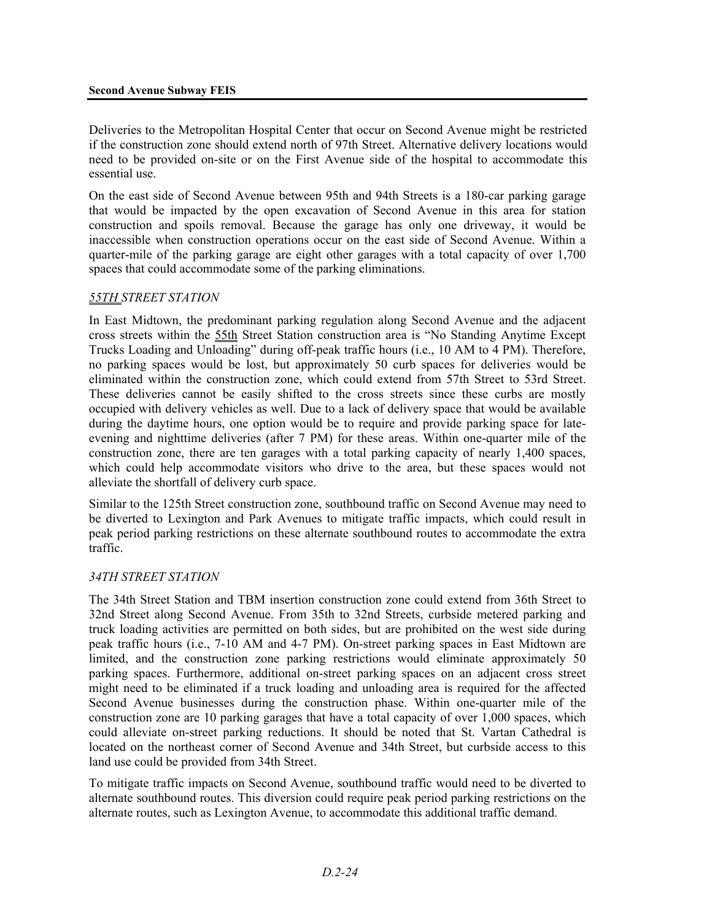Deliveries to the Metropolitan Hospital Center that occur on Second Avenue might be restricted if the construction zone should extend north of 97th Street. Alternative delivery locations would need to be provided on-site or on the First Avenue side of the hospital to accommodate this essential use.

On the east side of Second Avenue between 95th and 94th Streets is a 180-car parking garage that would be impacted by the open excavation of Second Avenue in this area for station construction and spoils removal. Because the garage has only one driveway, it would be inaccessible when construction operations occur on the east side of Second Avenue. Within a quarter-mile of the parking garage are eight other garages with a total capacity of over 1,700 spaces that could accommodate some of the parking eliminations.

*55TH STREET STATION*

In East Midtown, the predominant parking regulation along Second Avenue and the adjacent cross streets within the 55th Street Station construction area is "No Standing Anytime Except Trucks Loading and Unloading" during off-peak traffic hours (i.e., 10 AM to 4 PM). Therefore, no parking spaces would be lost, but approximately 50 curb spaces for deliveries would be eliminated within the construction zone, which could extend from 57th Street to 53rd Street. These deliveries cannot be easily shifted to the cross streets since these curbs are mostly occupied with delivery vehicles as well. Due to a lack of delivery space that would be available during the daytime hours, one option would be to require and provide parking space for late-evening and nighttime deliveries (after 7 PM) for these areas. Within one-quarter mile of the construction zone, there are ten garages with a total parking capacity of nearly 1,400 spaces, which could help accommodate visitors who drive to the area, but these spaces would not alleviate the shortfall of delivery curb space.

Similar to the 125th Street construction zone, southbound traffic on Second Avenue may need to be diverted to Lexington and Park Avenues to mitigate traffic impacts, which could result in peak period parking restrictions on these alternate southbound routes to accommodate the extra traffic.

*34TH STREET STATION*

The 34th Street Station and TBM insertion construction zone could extend from 36th Street to 32nd Street along Second Avenue. From 35th to 32nd Streets, curbside metered parking and truck loading activities are permitted on both sides, but are prohibited on the west side during peak traffic hours (i.e., 7-10 AM and 4-7 PM). On-street parking spaces in East Midtown are limited, and the construction zone parking restrictions would eliminate approximately 50 parking spaces. Furthermore, additional on-street parking spaces on an adjacent cross street might need to be eliminated if a truck loading and unloading area is required for the affected Second Avenue businesses during the construction phase. Within one-quarter mile of the construction zone are 10 parking garages that have a total capacity of over 1,000 spaces, which could alleviate on-street parking reductions. It should be noted that St. Vartan Cathedral is located on the northeast corner of Second Avenue and 34th Street, but curbside access to this land use could be provided from 34th Street.

To mitigate traffic impacts on Second Avenue, southbound traffic would need to be diverted to alternate southbound routes. This diversion could require peak period parking restrictions on the alternate routes, such as Lexington Avenue, to accommodate this additional traffic demand.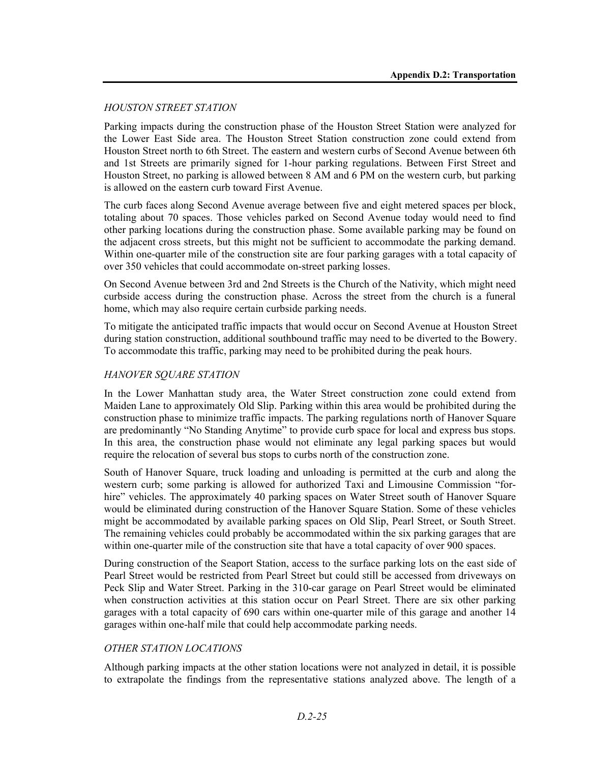*HOUSTON STREET STATION*

Parking impacts during the construction phase of the Houston Street Station were analyzed for the Lower East Side area. The Houston Street Station construction zone could extend from Houston Street north to 6th Street. The eastern and western curbs of Second Avenue between 6th and 1st Streets are primarily signed for 1-hour parking regulations. Between First Street and Houston Street, no parking is allowed between 8 AM and 6 PM on the western curb, but parking is allowed on the eastern curb toward First Avenue.

The curb faces along Second Avenue average between five and eight metered spaces per block, totaling about 70 spaces. Those vehicles parked on Second Avenue today would need to find other parking locations during the construction phase. Some available parking may be found on the adjacent cross streets, but this might not be sufficient to accommodate the parking demand. Within one-quarter mile of the construction site are four parking garages with a total capacity of over 350 vehicles that could accommodate on-street parking losses.

On Second Avenue between 3rd and 2nd Streets is the Church of the Nativity, which might need curbside access during the construction phase. Across the street from the church is a funeral home, which may also require certain curbside parking needs.

To mitigate the anticipated traffic impacts that would occur on Second Avenue at Houston Street during station construction, additional southbound traffic may need to be diverted to the Bowery. To accommodate this traffic, parking may need to be prohibited during the peak hours.

*HANOVER SQUARE STATION*

In the Lower Manhattan study area, the Water Street construction zone could extend from Maiden Lane to approximately Old Slip. Parking within this area would be prohibited during the construction phase to minimize traffic impacts. The parking regulations north of Hanover Square are predominantly "No Standing Anytime" to provide curb space for local and express bus stops. In this area, the construction phase would not eliminate any legal parking spaces but would require the relocation of several bus stops to curbs north of the construction zone.

South of Hanover Square, truck loading and unloading is permitted at the curb and along the western curb; some parking is allowed for authorized Taxi and Limousine Commission "for-hire" vehicles. The approximately 40 parking spaces on Water Street south of Hanover Square would be eliminated during construction of the Hanover Square Station. Some of these vehicles might be accommodated by available parking spaces on Old Slip, Pearl Street, or South Street. The remaining vehicles could probably be accommodated within the six parking garages that are within one-quarter mile of the construction site that have a total capacity of over 900 spaces.

During construction of the Seaport Station, access to the surface parking lots on the east side of Pearl Street would be restricted from Pearl Street but could still be accessed from driveways on Peck Slip and Water Street. Parking in the 310-car garage on Pearl Street would be eliminated when construction activities at this station occur on Pearl Street. There are six other parking garages with a total capacity of 690 cars within one-quarter mile of this garage and another 14 garages within one-half mile that could help accommodate parking needs.

*OTHER STATION LOCATIONS*

Although parking impacts at the other station locations were not analyzed in detail, it is possible to extrapolate the findings from the representative stations analyzed above. The length of a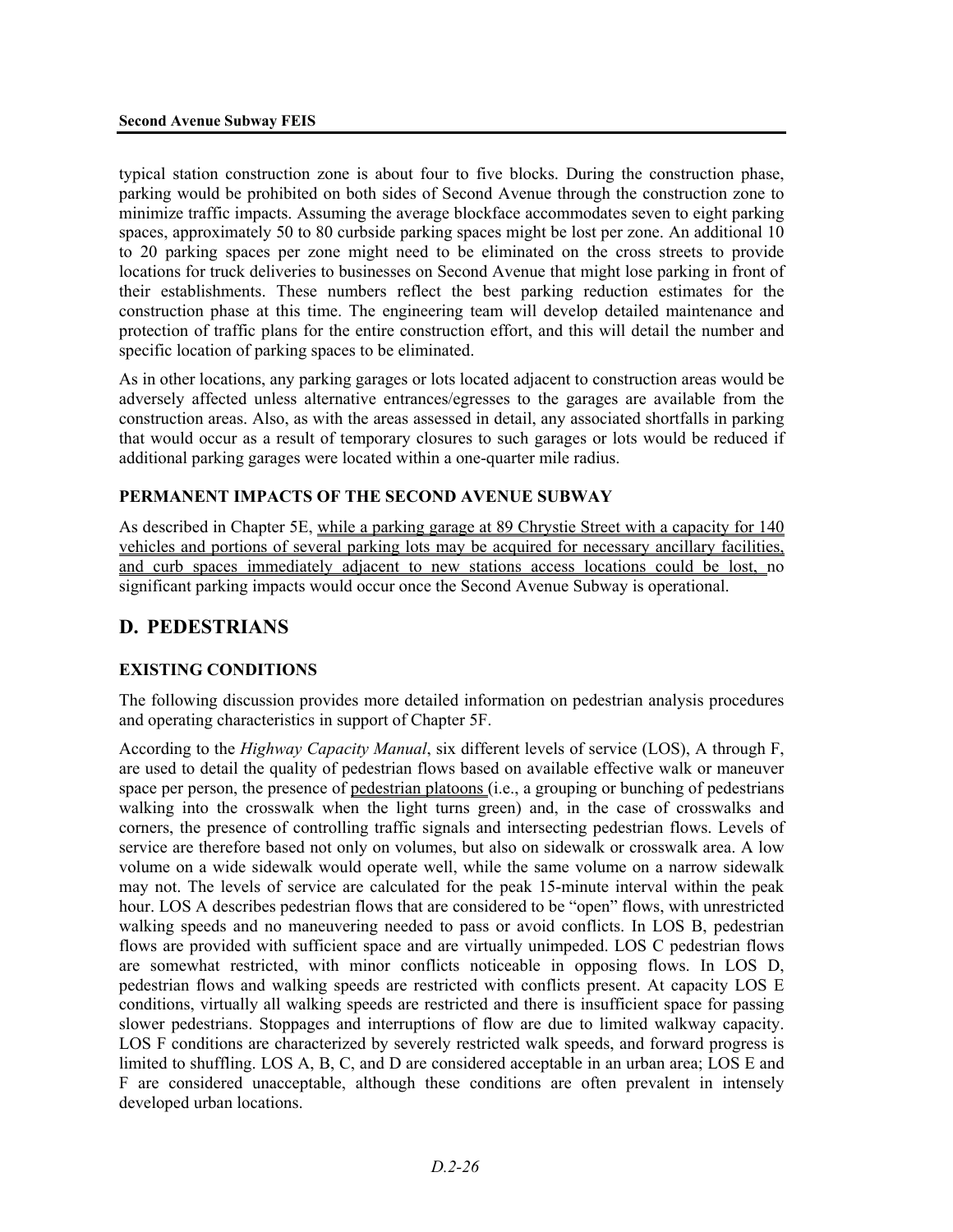typical station construction zone is about four to five blocks. During the construction phase, parking would be prohibited on both sides of Second Avenue through the construction zone to minimize traffic impacts. Assuming the average blockface accommodates seven to eight parking spaces, approximately 50 to 80 curbside parking spaces might be lost per zone. An additional 10 to 20 parking spaces per zone might need to be eliminated on the cross streets to provide locations for truck deliveries to businesses on Second Avenue that might lose parking in front of their establishments. These numbers reflect the best parking reduction estimates for the construction phase at this time. The engineering team will develop detailed maintenance and protection of traffic plans for the entire construction effort, and this will detail the number and specific location of parking spaces to be eliminated.

As in other locations, any parking garages or lots located adjacent to construction areas would be adversely affected unless alternative entrances/egresses to the garages are available from the construction areas. Also, as with the areas assessed in detail, any associated shortfalls in parking that would occur as a result of temporary closures to such garages or lots would be reduced if additional parking garages were located within a one-quarter mile radius.

### PERMANENT IMPACTS OF THE SECOND AVENUE SUBWAY

As described in Chapter 5E, while a parking garage at 89 Chrystie Street with a capacity for 140 vehicles and portions of several parking lots may be acquired for necessary ancillary facilities, and curb spaces immediately adjacent to new stations access locations could be lost, no significant parking impacts would occur once the Second Avenue Subway is operational.

## D. PEDESTRIANS

### EXISTING CONDITIONS

The following discussion provides more detailed information on pedestrian analysis procedures and operating characteristics in support of Chapter 5F.

According to the *Highway Capacity Manual*, six different levels of service (LOS), A through F, are used to detail the quality of pedestrian flows based on available effective walk or maneuver space per person, the presence of pedestrian platoons (i.e., a grouping or bunching of pedestrians walking into the crosswalk when the light turns green) and, in the case of crosswalks and corners, the presence of controlling traffic signals and intersecting pedestrian flows. Levels of service are therefore based not only on volumes, but also on sidewalk or crosswalk area. A low volume on a wide sidewalk would operate well, while the same volume on a narrow sidewalk may not. The levels of service are calculated for the peak 15-minute interval within the peak hour. LOS A describes pedestrian flows that are considered to be "open" flows, with unrestricted walking speeds and no maneuvering needed to pass or avoid conflicts. In LOS B, pedestrian flows are provided with sufficient space and are virtually unimpeded. LOS C pedestrian flows are somewhat restricted, with minor conflicts noticeable in opposing flows. In LOS D, pedestrian flows and walking speeds are restricted with conflicts present. At capacity LOS E conditions, virtually all walking speeds are restricted and there is insufficient space for passing slower pedestrians. Stoppages and interruptions of flow are due to limited walkway capacity. LOS F conditions are characterized by severely restricted walk speeds, and forward progress is limited to shuffling. LOS A, B, C, and D are considered acceptable in an urban area; LOS E and F are considered unacceptable, although these conditions are often prevalent in intensely developed urban locations.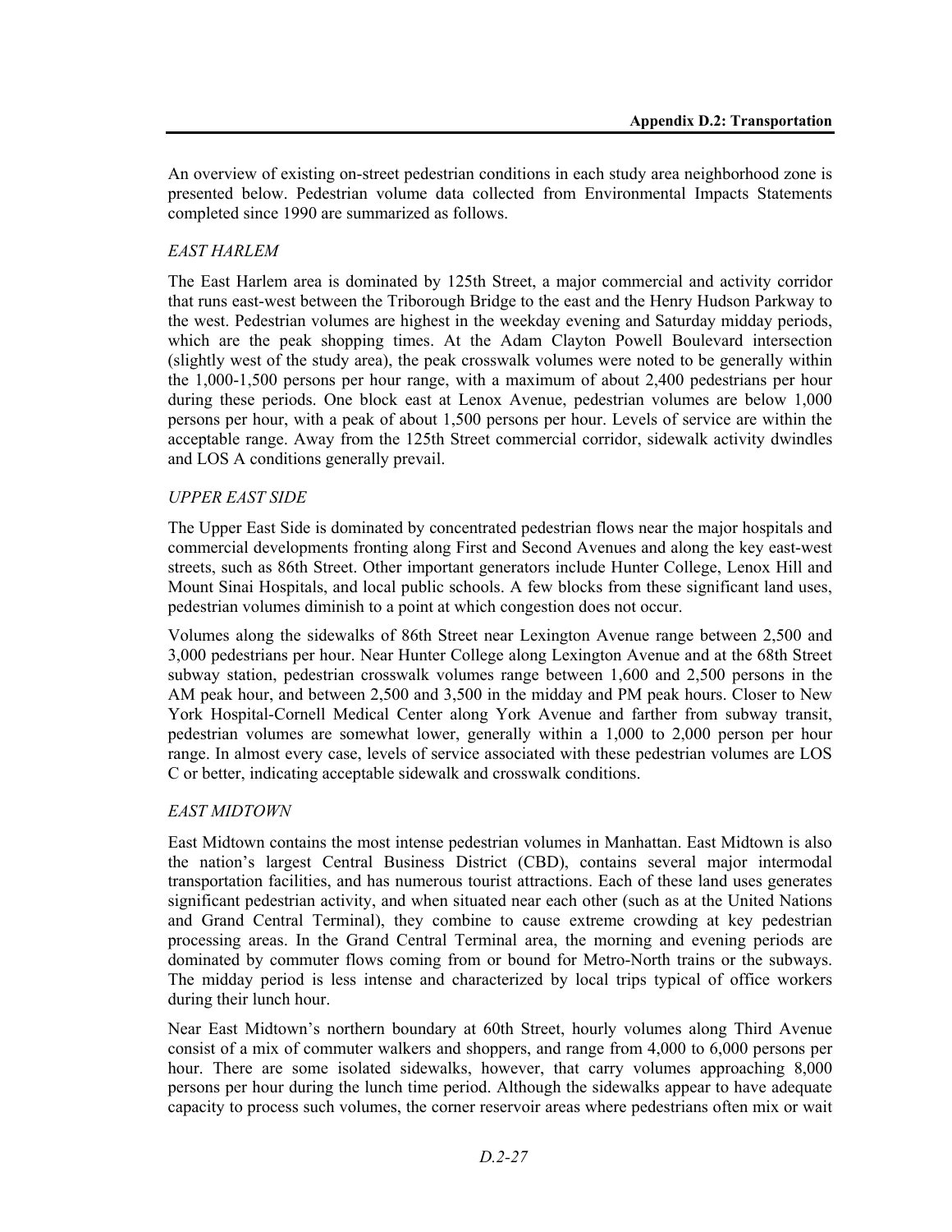An overview of existing on-street pedestrian conditions in each study area neighborhood zone is presented below. Pedestrian volume data collected from Environmental Impacts Statements completed since 1990 are summarized as follows.

### *EAST HARLEM*

The East Harlem area is dominated by 125th Street, a major commercial and activity corridor that runs east-west between the Triborough Bridge to the east and the Henry Hudson Parkway to the west. Pedestrian volumes are highest in the weekday evening and Saturday midday periods, which are the peak shopping times. At the Adam Clayton Powell Boulevard intersection (slightly west of the study area), the peak crosswalk volumes were noted to be generally within the 1,000-1,500 persons per hour range, with a maximum of about 2,400 pedestrians per hour during these periods. One block east at Lenox Avenue, pedestrian volumes are below 1,000 persons per hour, with a peak of about 1,500 persons per hour. Levels of service are within the acceptable range. Away from the 125th Street commercial corridor, sidewalk activity dwindles and LOS A conditions generally prevail.

### *UPPER EAST SIDE*

The Upper East Side is dominated by concentrated pedestrian flows near the major hospitals and commercial developments fronting along First and Second Avenues and along the key east-west streets, such as 86th Street. Other important generators include Hunter College, Lenox Hill and Mount Sinai Hospitals, and local public schools. A few blocks from these significant land uses, pedestrian volumes diminish to a point at which congestion does not occur.

Volumes along the sidewalks of 86th Street near Lexington Avenue range between 2,500 and 3,000 pedestrians per hour. Near Hunter College along Lexington Avenue and at the 68th Street subway station, pedestrian crosswalk volumes range between 1,600 and 2,500 persons in the AM peak hour, and between 2,500 and 3,500 in the midday and PM peak hours. Closer to New York Hospital-Cornell Medical Center along York Avenue and farther from subway transit, pedestrian volumes are somewhat lower, generally within a 1,000 to 2,000 person per hour range. In almost every case, levels of service associated with these pedestrian volumes are LOS C or better, indicating acceptable sidewalk and crosswalk conditions.

### *EAST MIDTOWN*

East Midtown contains the most intense pedestrian volumes in Manhattan. East Midtown is also the nation's largest Central Business District (CBD), contains several major intermodal transportation facilities, and has numerous tourist attractions. Each of these land uses generates significant pedestrian activity, and when situated near each other (such as at the United Nations and Grand Central Terminal), they combine to cause extreme crowding at key pedestrian processing areas. In the Grand Central Terminal area, the morning and evening periods are dominated by commuter flows coming from or bound for Metro-North trains or the subways. The midday period is less intense and characterized by local trips typical of office workers during their lunch hour.

Near East Midtown's northern boundary at 60th Street, hourly volumes along Third Avenue consist of a mix of commuter walkers and shoppers, and range from 4,000 to 6,000 persons per hour. There are some isolated sidewalks, however, that carry volumes approaching 8,000 persons per hour during the lunch time period. Although the sidewalks appear to have adequate capacity to process such volumes, the corner reservoir areas where pedestrians often mix or wait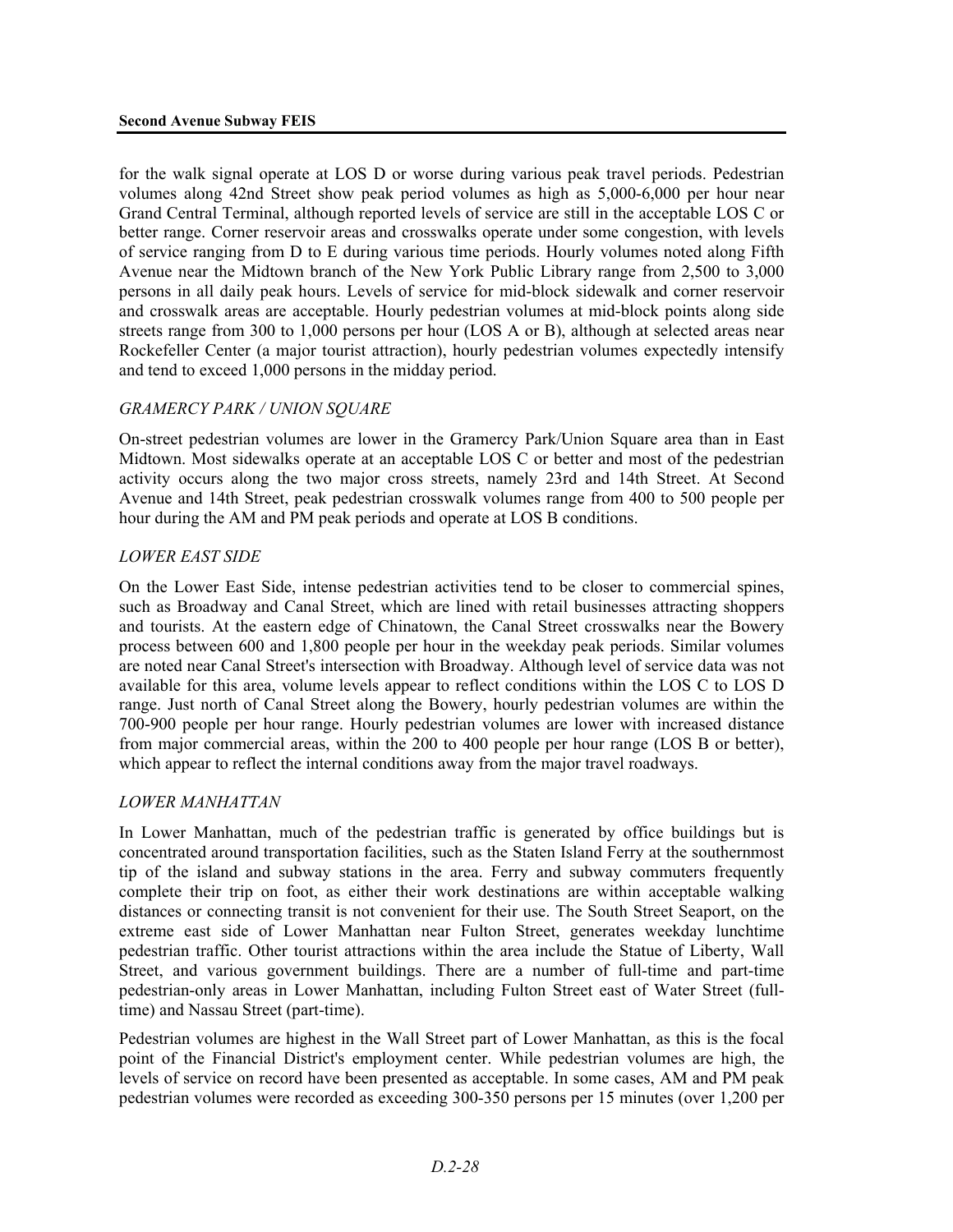for the walk signal operate at LOS D or worse during various peak travel periods. Pedestrian volumes along 42nd Street show peak period volumes as high as 5,000-6,000 per hour near Grand Central Terminal, although reported levels of service are still in the acceptable LOS C or better range. Corner reservoir areas and crosswalks operate under some congestion, with levels of service ranging from D to E during various time periods. Hourly volumes noted along Fifth Avenue near the Midtown branch of the New York Public Library range from 2,500 to 3,000 persons in all daily peak hours. Levels of service for mid-block sidewalk and corner reservoir and crosswalk areas are acceptable. Hourly pedestrian volumes at mid-block points along side streets range from 300 to 1,000 persons per hour (LOS A or B), although at selected areas near Rockefeller Center (a major tourist attraction), hourly pedestrian volumes expectedly intensify and tend to exceed 1,000 persons in the midday period.

*GRAMERCY PARK / UNION SQUARE*

On-street pedestrian volumes are lower in the Gramercy Park/Union Square area than in East Midtown. Most sidewalks operate at an acceptable LOS C or better and most of the pedestrian activity occurs along the two major cross streets, namely 23rd and 14th Street. At Second Avenue and 14th Street, peak pedestrian crosswalk volumes range from 400 to 500 people per hour during the AM and PM peak periods and operate at LOS B conditions.

*LOWER EAST SIDE*

On the Lower East Side, intense pedestrian activities tend to be closer to commercial spines, such as Broadway and Canal Street, which are lined with retail businesses attracting shoppers and tourists. At the eastern edge of Chinatown, the Canal Street crosswalks near the Bowery process between 600 and 1,800 people per hour in the weekday peak periods. Similar volumes are noted near Canal Street's intersection with Broadway. Although level of service data was not available for this area, volume levels appear to reflect conditions within the LOS C to LOS D range. Just north of Canal Street along the Bowery, hourly pedestrian volumes are within the 700-900 people per hour range. Hourly pedestrian volumes are lower with increased distance from major commercial areas, within the 200 to 400 people per hour range (LOS B or better), which appear to reflect the internal conditions away from the major travel roadways.

*LOWER MANHATTAN*

In Lower Manhattan, much of the pedestrian traffic is generated by office buildings but is concentrated around transportation facilities, such as the Staten Island Ferry at the southernmost tip of the island and subway stations in the area. Ferry and subway commuters frequently complete their trip on foot, as either their work destinations are within acceptable walking distances or connecting transit is not convenient for their use. The South Street Seaport, on the extreme east side of Lower Manhattan near Fulton Street, generates weekday lunchtime pedestrian traffic. Other tourist attractions within the area include the Statue of Liberty, Wall Street, and various government buildings. There are a number of full-time and part-time pedestrian-only areas in Lower Manhattan, including Fulton Street east of Water Street (full-time) and Nassau Street (part-time).

Pedestrian volumes are highest in the Wall Street part of Lower Manhattan, as this is the focal point of the Financial District's employment center. While pedestrian volumes are high, the levels of service on record have been presented as acceptable. In some cases, AM and PM peak pedestrian volumes were recorded as exceeding 300-350 persons per 15 minutes (over 1,200 per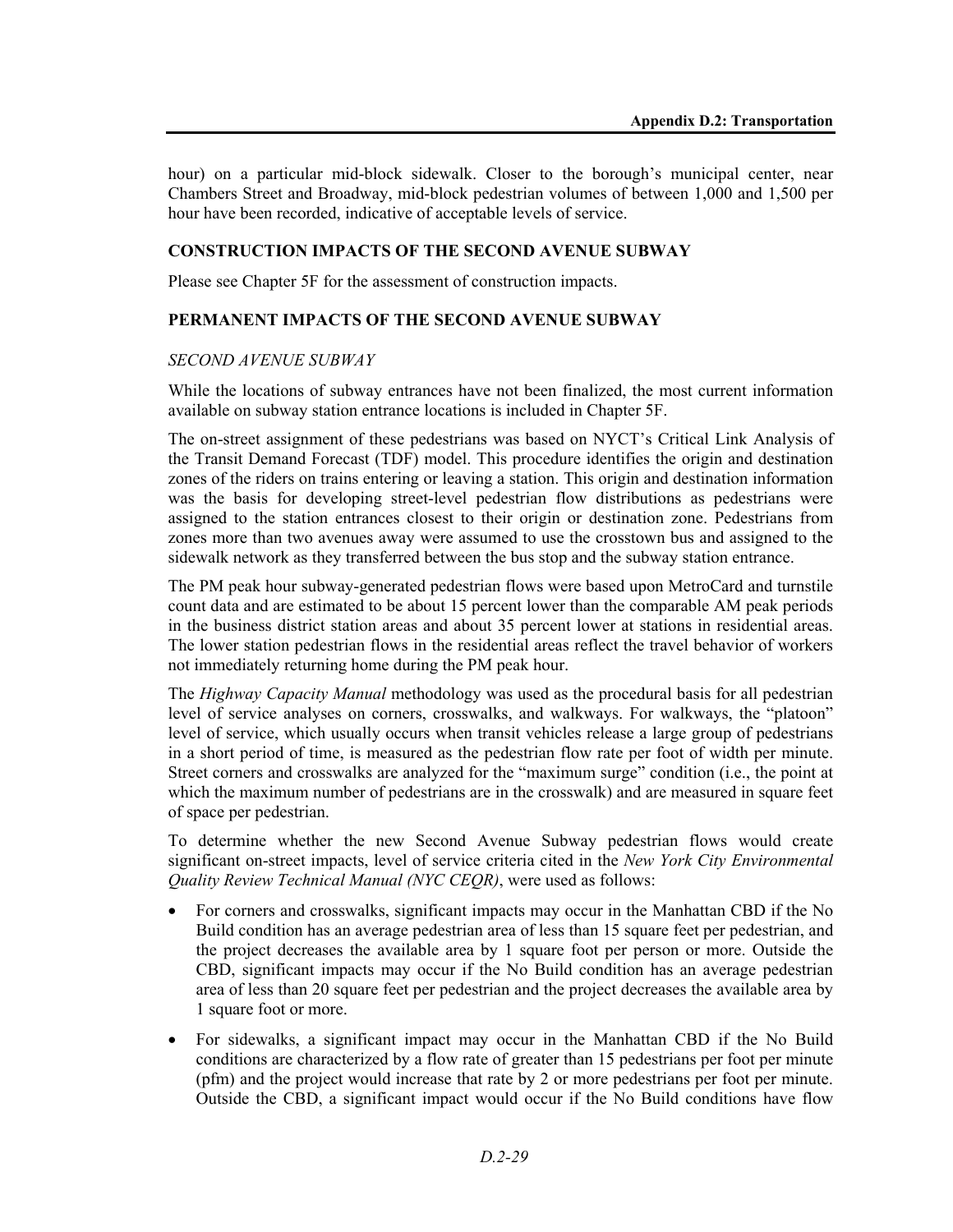hour) on a particular mid-block sidewalk. Closer to the borough's municipal center, near Chambers Street and Broadway, mid-block pedestrian volumes of between 1,000 and 1,500 per hour have been recorded, indicative of acceptable levels of service.

## CONSTRUCTION IMPACTS OF THE SECOND AVENUE SUBWAY

Please see Chapter 5F for the assessment of construction impacts.

## PERMANENT IMPACTS OF THE SECOND AVENUE SUBWAY

### *SECOND AVENUE SUBWAY*

While the locations of subway entrances have not been finalized, the most current information available on subway station entrance locations is included in Chapter 5F.

The on-street assignment of these pedestrians was based on NYCT's Critical Link Analysis of the Transit Demand Forecast (TDF) model. This procedure identifies the origin and destination zones of the riders on trains entering or leaving a station. This origin and destination information was the basis for developing street-level pedestrian flow distributions as pedestrians were assigned to the station entrances closest to their origin or destination zone. Pedestrians from zones more than two avenues away were assumed to use the crosstown bus and assigned to the sidewalk network as they transferred between the bus stop and the subway station entrance.

The PM peak hour subway-generated pedestrian flows were based upon MetroCard and turnstile count data and are estimated to be about 15 percent lower than the comparable AM peak periods in the business district station areas and about 35 percent lower at stations in residential areas. The lower station pedestrian flows in the residential areas reflect the travel behavior of workers not immediately returning home during the PM peak hour.

The *Highway Capacity Manual* methodology was used as the procedural basis for all pedestrian level of service analyses on corners, crosswalks, and walkways. For walkways, the "platoon" level of service, which usually occurs when transit vehicles release a large group of pedestrians in a short period of time, is measured as the pedestrian flow rate per foot of width per minute. Street corners and crosswalks are analyzed for the "maximum surge" condition (i.e., the point at which the maximum number of pedestrians are in the crosswalk) and are measured in square feet of space per pedestrian.

To determine whether the new Second Avenue Subway pedestrian flows would create significant on-street impacts, level of service criteria cited in the *New York City Environmental Quality Review Technical Manual (NYC CEQR)*, were used as follows:

- For corners and crosswalks, significant impacts may occur in the Manhattan CBD if the No Build condition has an average pedestrian area of less than 15 square feet per pedestrian, and the project decreases the available area by 1 square foot per person or more. Outside the CBD, significant impacts may occur if the No Build condition has an average pedestrian area of less than 20 square feet per pedestrian and the project decreases the available area by 1 square foot or more.
- For sidewalks, a significant impact may occur in the Manhattan CBD if the No Build conditions are characterized by a flow rate of greater than 15 pedestrians per foot per minute (pfm) and the project would increase that rate by 2 or more pedestrians per foot per minute. Outside the CBD, a significant impact would occur if the No Build conditions have flow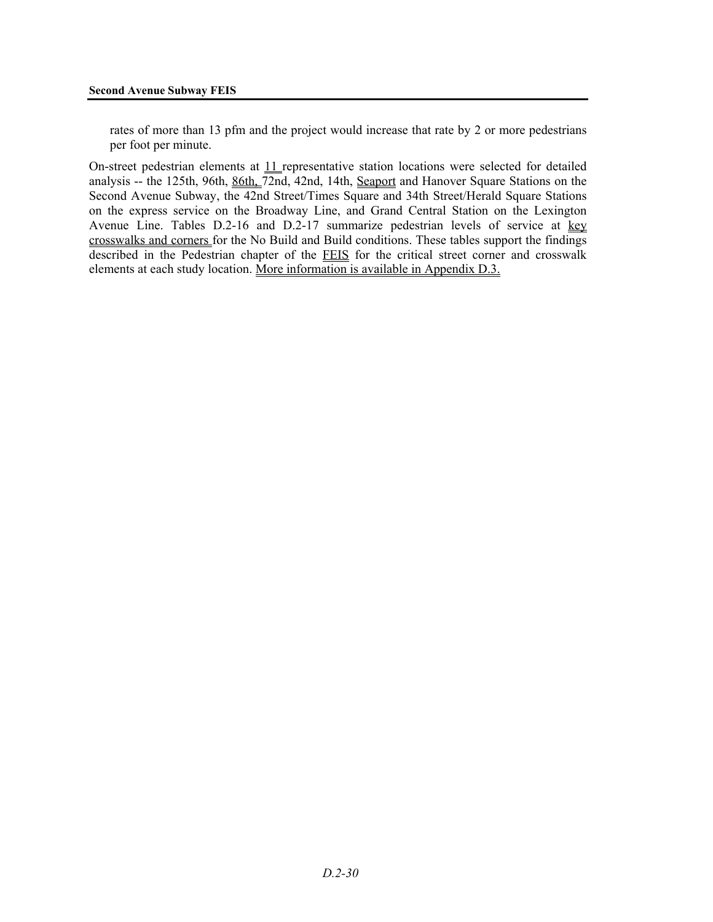rates of more than 13 pfm and the project would increase that rate by 2 or more pedestrians per foot per minute.

On-street pedestrian elements at 11 representative station locations were selected for detailed analysis -- the 125th, 96th, 86th, 72nd, 42nd, 14th, Seaport and Hanover Square Stations on the Second Avenue Subway, the 42nd Street/Times Square and 34th Street/Herald Square Stations on the express service on the Broadway Line, and Grand Central Station on the Lexington Avenue Line. Tables D.2-16 and D.2-17 summarize pedestrian levels of service at key crosswalks and corners for the No Build and Build conditions. These tables support the findings described in the Pedestrian chapter of the FEIS for the critical street corner and crosswalk elements at each study location. More information is available in Appendix D.3.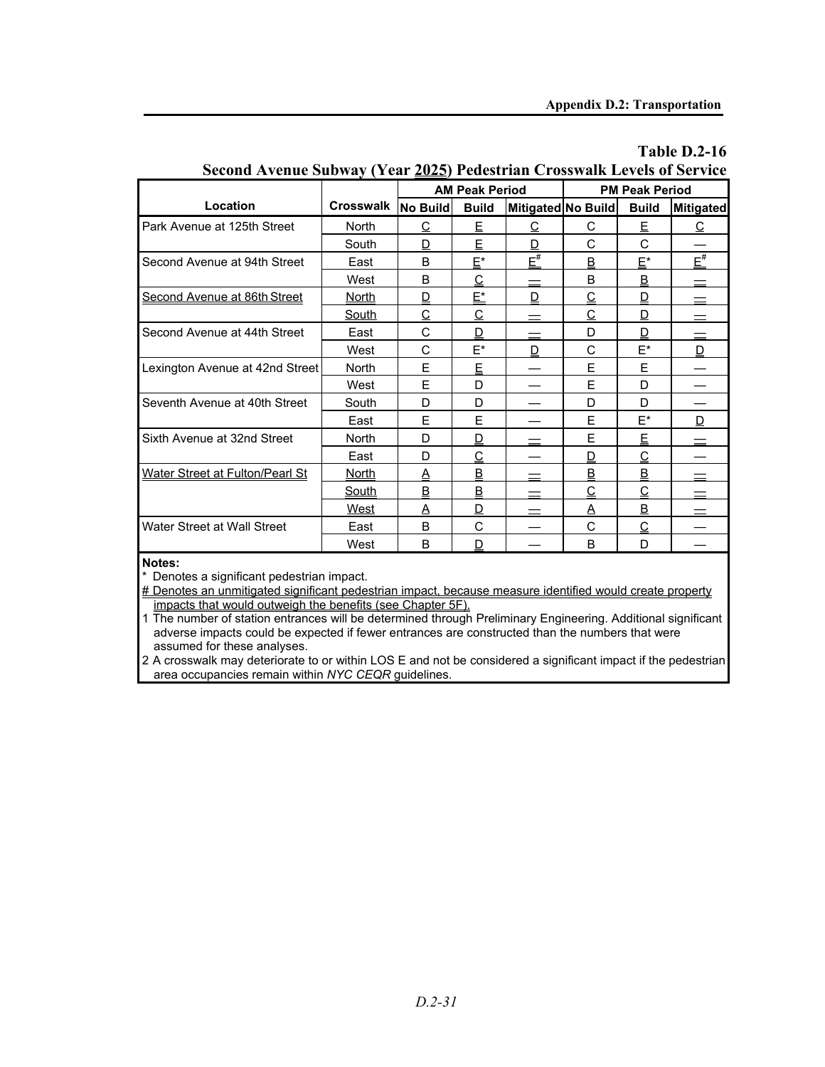**Table D.2-16**
**Second Avenue Subway (Year 2025) Pedestrian Crosswalk Levels of Service**

| Location | Crosswalk | AM Peak Period | | | PM Peak Period | | |
|---|---|---|---|---|---|---|---|
| | | No Build | Build | Mitigated | No Build | Build | Mitigated |
| Park Avenue at 125th Street | North | C | E | C | C | E | C |
| | South | D | E | D | C | C | — |
| Second Avenue at 94th Street | East | B | E* | E# | B | E* | E# |
| | West | B | C | — | B | B | — |
| Second Avenue at 86th Street | North | D | E* | D | C | D | — |
| | South | C | C | — | C | D | — |
| Second Avenue at 44th Street | East | C | D | — | D | D | — |
| | West | C | E* | D | C | E* | D |
| Lexington Avenue at 42nd Street | North | E | E | — | E | E | — |
| | West | E | D | — | E | D | — |
| Seventh Avenue at 40th Street | South | D | D | — | D | D | — |
| | East | E | E | — | E | E* | D |
| Sixth Avenue at 32nd Street | North | D | D | — | E | E | — |
| | East | D | C | — | D | C | — |
| Water Street at Fulton/Pearl St | North | A | B | — | B | B | — |
| | South | B | B | — | C | C | — |
| | West | A | D | — | A | B | — |
| Water Street at Wall Street | East | B | C | — | C | C | — |
| | West | B | D | — | B | D | — |

**Notes:**

\* Denotes a significant pedestrian impact.

# Denotes an unmitigated significant pedestrian impact, because measure identified would create property impacts that would outweigh the benefits (see Chapter 5F).

1 The number of station entrances will be determined through Preliminary Engineering. Additional significant adverse impacts could be expected if fewer entrances are constructed than the numbers that were assumed for these analyses.

2 A crosswalk may deteriorate to or within LOS E and not be considered a significant impact if the pedestrian area occupancies remain within *NYC CEQR* guidelines.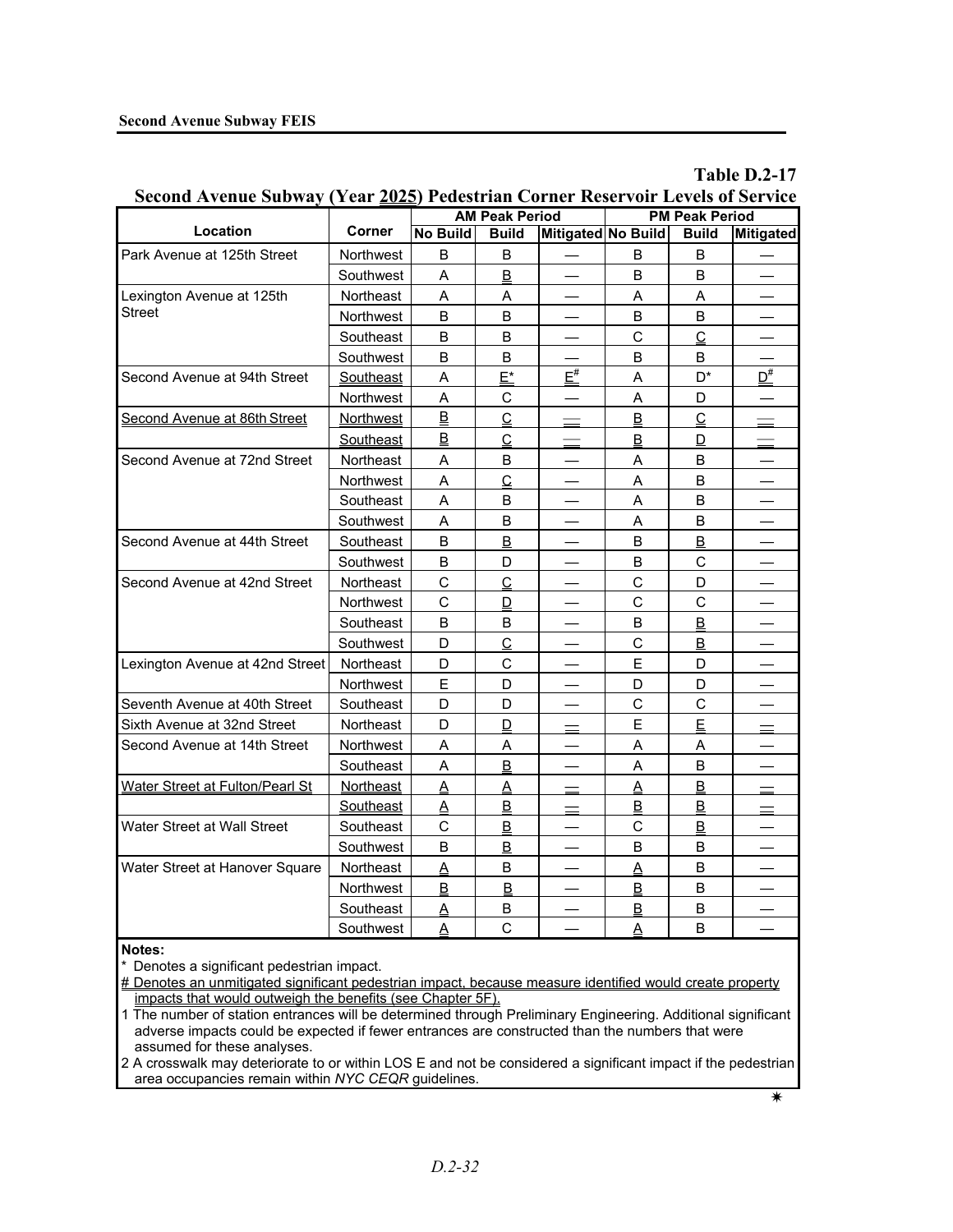**Table D.2-17**

**Second Avenue Subway (Year 2025) Pedestrian Corner Reservoir Levels of Service**

| Location | Corner | AM Peak Period | | | PM Peak Period | | |
|---|---|---|---|---|---|---|---|
| | | No Build | Build | Mitigated | No Build | Build | Mitigated |
| Park Avenue at 125th Street | Northwest | B | B | — | B | B | — |
| | Southwest | A | B | — | B | B | — |
| Lexington Avenue at 125th Street | Northeast | A | A | — | A | A | — |
| | Northwest | B | B | — | B | B | — |
| | Southeast | B | B | — | C | C | — |
| | Southwest | B | B | — | B | B | — |
| Second Avenue at 94th Street | Southeast | A | E* | E# | A | D* | D# |
| | Northwest | A | C | — | A | D | — |
| Second Avenue at 86th Street | Northwest | B | C | — | B | C | — |
| | Southeast | B | C | — | B | D | — |
| Second Avenue at 72nd Street | Northeast | A | B | — | A | B | — |
| | Northwest | A | C | — | A | B | — |
| | Southeast | A | B | — | A | B | — |
| | Southwest | A | B | — | A | B | — |
| Second Avenue at 44th Street | Southeast | B | B | — | B | B | — |
| | Southwest | B | D | — | B | C | — |
| Second Avenue at 42nd Street | Northeast | C | C | — | C | D | — |
| | Northwest | C | D | — | C | C | — |
| | Southeast | B | B | — | B | B | — |
| | Southwest | D | C | — | C | B | — |
| Lexington Avenue at 42nd Street | Northeast | D | C | — | E | D | — |
| | Northwest | E | D | — | D | D | — |
| Seventh Avenue at 40th Street | Southeast | D | D | — | C | C | — |
| Sixth Avenue at 32nd Street | Northeast | D | D | — | E | E | — |
| Second Avenue at 14th Street | Northwest | A | A | — | A | A | — |
| | Southeast | A | B | — | A | B | — |
| Water Street at Fulton/Pearl St | Northeast | A | A | — | A | B | — |
| | Southeast | A | B | — | B | B | — |
| Water Street at Wall Street | Southeast | C | B | — | C | B | — |
| | Southwest | B | B | — | B | B | — |
| Water Street at Hanover Square | Northeast | A | B | — | A | B | — |
| | Northwest | B | B | — | B | B | — |
| | Southeast | A | B | — | B | B | — |
| | Southwest | A | C | — | A | B | — |

**Notes:**

* Denotes a significant pedestrian impact.

# Denotes an unmitigated significant pedestrian impact, because measure identified would create property impacts that would outweigh the benefits (see Chapter 5F).

1 The number of station entrances will be determined through Preliminary Engineering. Additional significant adverse impacts could be expected if fewer entrances are constructed than the numbers that were assumed for these analyses.

2 A crosswalk may deteriorate to or within LOS E and not be considered a significant impact if the pedestrian area occupancies remain within *NYC CEQR* guidelines.